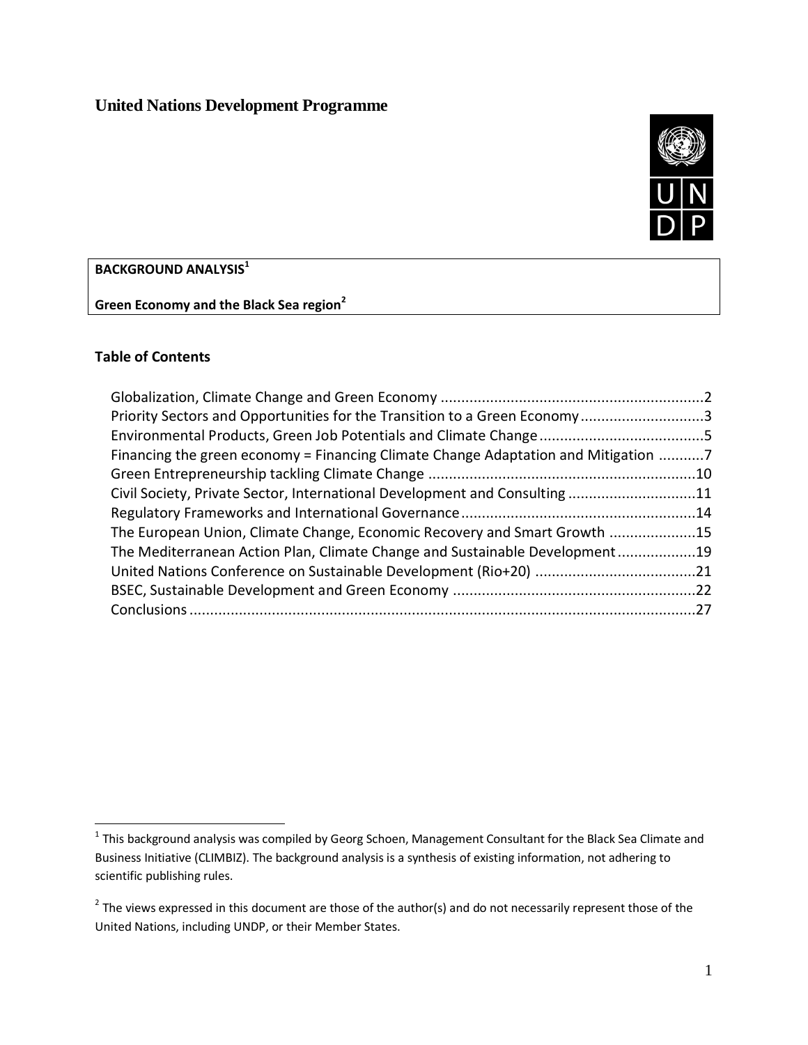# United Nations Development Programme

**BACKGROUND ANALYSIS[1]**

**Green Economy and the Black Sea region[2]**

## Table of Contents

Globalization, Climate Change and Green Economy ....................................................................2
Priority Sectors and Opportunities for the Transition to a Green Economy ..............................3
Environmental Products, Green Job Potentials and Climate Change ........................................5
Financing the green economy = Financing Climate Change Adaptation and Mitigation ...........7
Green Entrepreneurship tackling Climate Change ....................................................................10
Civil Society, Private Sector, International Development and Consulting ...............................11
Regulatory Frameworks and International Governance ..........................................................14
The European Union, Climate Change, Economic Recovery and Smart Growth .....................15
The Mediterranean Action Plan, Climate Change and Sustainable Development ...................19
United Nations Conference on Sustainable Development (Rio+20) .......................................21
BSEC, Sustainable Development and Green Economy ...........................................................22
Conclusions ...............................................................................................................................27

---

[1] This background analysis was compiled by Georg Schoen, Management Consultant for the Black Sea Climate and Business Initiative (CLIMBIZ). The background analysis is a synthesis of existing information, not adhering to scientific publishing rules.

[2] The views expressed in this document are those of the author(s) and do not necessarily represent those of the United Nations, including UNDP, or their Member States.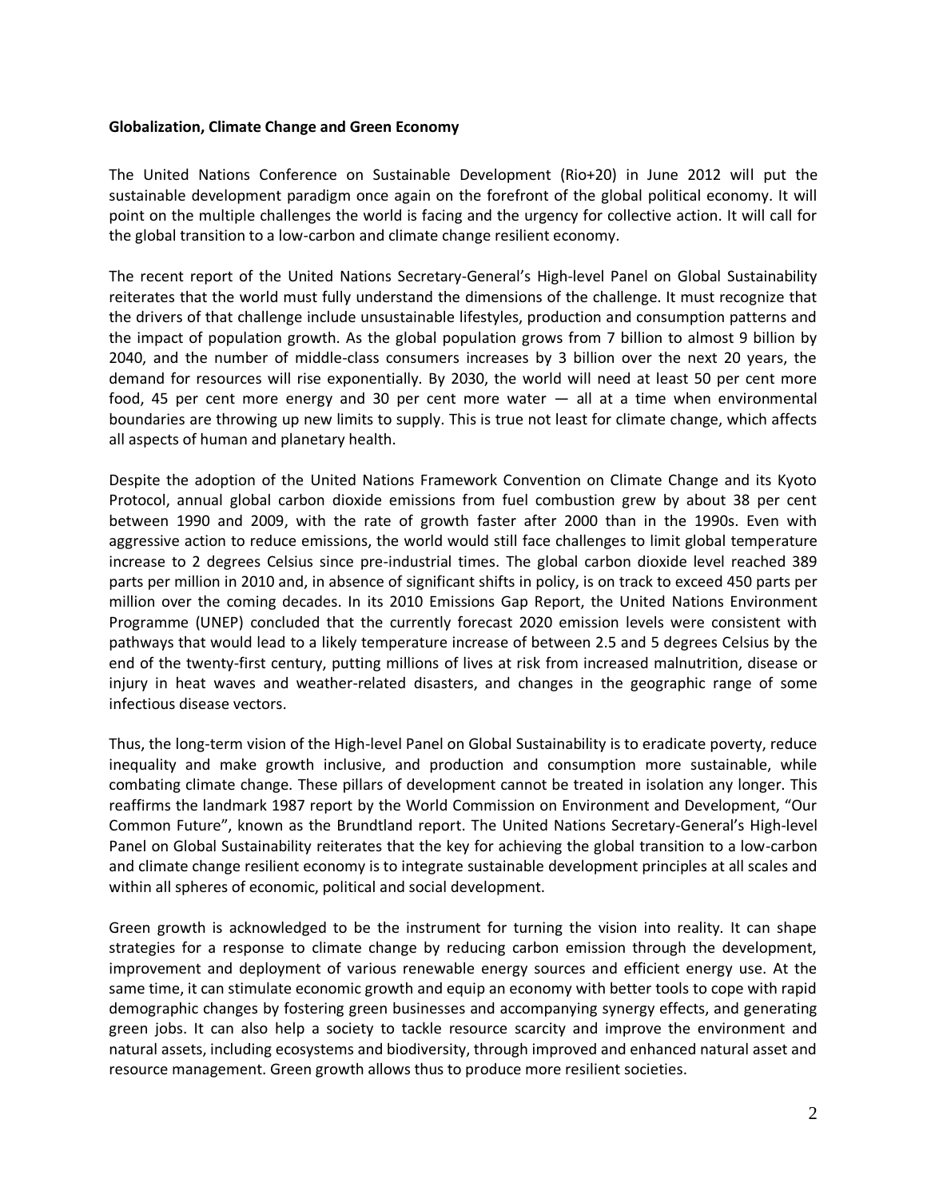**Globalization, Climate Change and Green Economy**

The United Nations Conference on Sustainable Development (Rio+20) in June 2012 will put the sustainable development paradigm once again on the forefront of the global political economy. It will point on the multiple challenges the world is facing and the urgency for collective action. It will call for the global transition to a low-carbon and climate change resilient economy.

The recent report of the United Nations Secretary-General's High-level Panel on Global Sustainability reiterates that the world must fully understand the dimensions of the challenge. It must recognize that the drivers of that challenge include unsustainable lifestyles, production and consumption patterns and the impact of population growth. As the global population grows from 7 billion to almost 9 billion by 2040, and the number of middle-class consumers increases by 3 billion over the next 20 years, the demand for resources will rise exponentially. By 2030, the world will need at least 50 per cent more food, 45 per cent more energy and 30 per cent more water — all at a time when environmental boundaries are throwing up new limits to supply. This is true not least for climate change, which affects all aspects of human and planetary health.

Despite the adoption of the United Nations Framework Convention on Climate Change and its Kyoto Protocol, annual global carbon dioxide emissions from fuel combustion grew by about 38 per cent between 1990 and 2009, with the rate of growth faster after 2000 than in the 1990s. Even with aggressive action to reduce emissions, the world would still face challenges to limit global temperature increase to 2 degrees Celsius since pre-industrial times. The global carbon dioxide level reached 389 parts per million in 2010 and, in absence of significant shifts in policy, is on track to exceed 450 parts per million over the coming decades. In its 2010 Emissions Gap Report, the United Nations Environment Programme (UNEP) concluded that the currently forecast 2020 emission levels were consistent with pathways that would lead to a likely temperature increase of between 2.5 and 5 degrees Celsius by the end of the twenty-first century, putting millions of lives at risk from increased malnutrition, disease or injury in heat waves and weather-related disasters, and changes in the geographic range of some infectious disease vectors.

Thus, the long-term vision of the High-level Panel on Global Sustainability is to eradicate poverty, reduce inequality and make growth inclusive, and production and consumption more sustainable, while combating climate change. These pillars of development cannot be treated in isolation any longer. This reaffirms the landmark 1987 report by the World Commission on Environment and Development, "Our Common Future", known as the Brundtland report. The United Nations Secretary-General's High-level Panel on Global Sustainability reiterates that the key for achieving the global transition to a low-carbon and climate change resilient economy is to integrate sustainable development principles at all scales and within all spheres of economic, political and social development.

Green growth is acknowledged to be the instrument for turning the vision into reality. It can shape strategies for a response to climate change by reducing carbon emission through the development, improvement and deployment of various renewable energy sources and efficient energy use. At the same time, it can stimulate economic growth and equip an economy with better tools to cope with rapid demographic changes by fostering green businesses and accompanying synergy effects, and generating green jobs. It can also help a society to tackle resource scarcity and improve the environment and natural assets, including ecosystems and biodiversity, through improved and enhanced natural asset and resource management. Green growth allows thus to produce more resilient societies.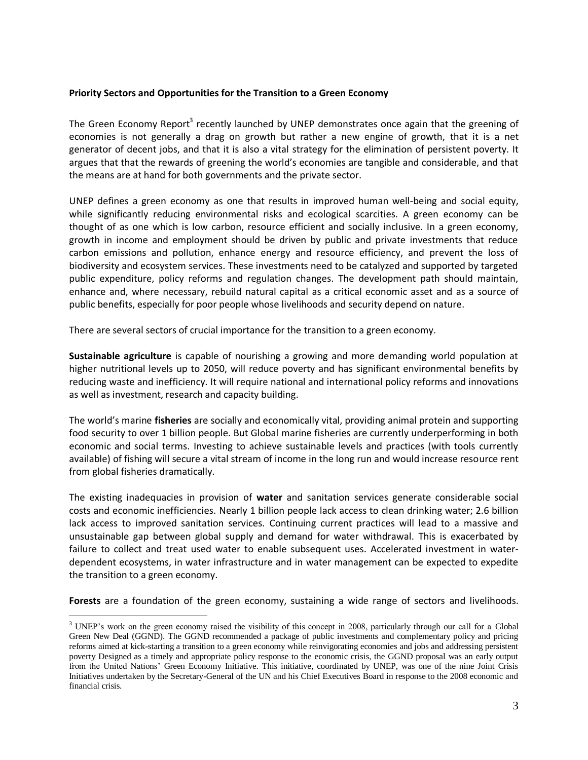**Priority Sectors and Opportunities for the Transition to a Green Economy**

The Green Economy Report[3] recently launched by UNEP demonstrates once again that the greening of economies is not generally a drag on growth but rather a new engine of growth, that it is a net generator of decent jobs, and that it is also a vital strategy for the elimination of persistent poverty. It argues that that the rewards of greening the world's economies are tangible and considerable, and that the means are at hand for both governments and the private sector.

UNEP defines a green economy as one that results in improved human well-being and social equity, while significantly reducing environmental risks and ecological scarcities. A green economy can be thought of as one which is low carbon, resource efficient and socially inclusive. In a green economy, growth in income and employment should be driven by public and private investments that reduce carbon emissions and pollution, enhance energy and resource efficiency, and prevent the loss of biodiversity and ecosystem services. These investments need to be catalyzed and supported by targeted public expenditure, policy reforms and regulation changes. The development path should maintain, enhance and, where necessary, rebuild natural capital as a critical economic asset and as a source of public benefits, especially for poor people whose livelihoods and security depend on nature.

There are several sectors of crucial importance for the transition to a green economy.

**Sustainable agriculture** is capable of nourishing a growing and more demanding world population at higher nutritional levels up to 2050, will reduce poverty and has significant environmental benefits by reducing waste and inefficiency. It will require national and international policy reforms and innovations as well as investment, research and capacity building.

The world's marine **fisheries** are socially and economically vital, providing animal protein and supporting food security to over 1 billion people. But Global marine fisheries are currently underperforming in both economic and social terms. Investing to achieve sustainable levels and practices (with tools currently available) of fishing will secure a vital stream of income in the long run and would increase resource rent from global fisheries dramatically.

The existing inadequacies in provision of **water** and sanitation services generate considerable social costs and economic inefficiencies. Nearly 1 billion people lack access to clean drinking water; 2.6 billion lack access to improved sanitation services. Continuing current practices will lead to a massive and unsustainable gap between global supply and demand for water withdrawal. This is exacerbated by failure to collect and treat used water to enable subsequent uses. Accelerated investment in water-dependent ecosystems, in water infrastructure and in water management can be expected to expedite the transition to a green economy.

**Forests** are a foundation of the green economy, sustaining a wide range of sectors and livelihoods.

[3] UNEP's work on the green economy raised the visibility of this concept in 2008, particularly through our call for a Global Green New Deal (GGND). The GGND recommended a package of public investments and complementary policy and pricing reforms aimed at kick-starting a transition to a green economy while reinvigorating economies and jobs and addressing persistent poverty Designed as a timely and appropriate policy response to the economic crisis, the GGND proposal was an early output from the United Nations' Green Economy Initiative. This initiative, coordinated by UNEP, was one of the nine Joint Crisis Initiatives undertaken by the Secretary-General of the UN and his Chief Executives Board in response to the 2008 economic and financial crisis.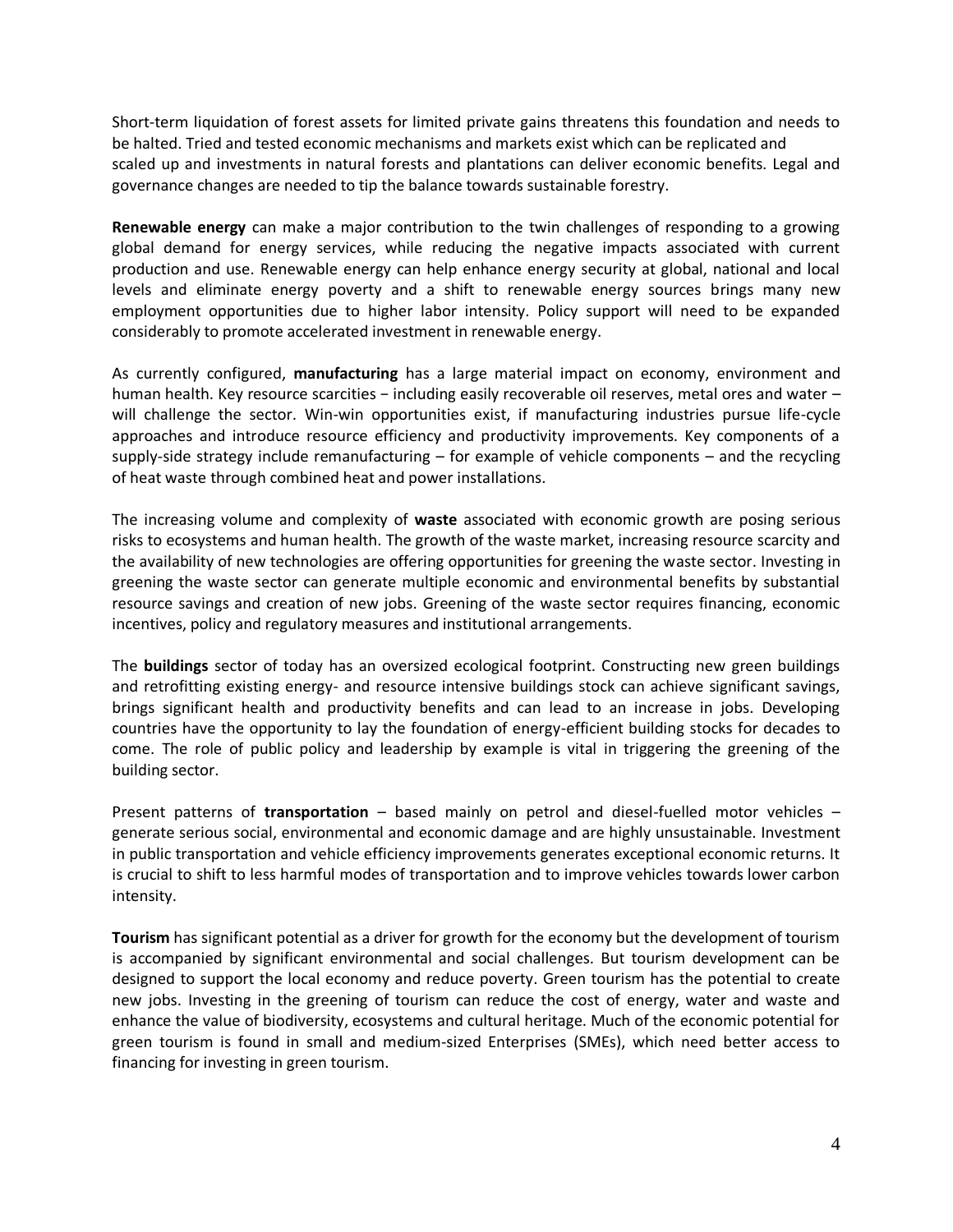Short-term liquidation of forest assets for limited private gains threatens this foundation and needs to be halted. Tried and tested economic mechanisms and markets exist which can be replicated and scaled up and investments in natural forests and plantations can deliver economic benefits. Legal and governance changes are needed to tip the balance towards sustainable forestry.

**Renewable energy** can make a major contribution to the twin challenges of responding to a growing global demand for energy services, while reducing the negative impacts associated with current production and use. Renewable energy can help enhance energy security at global, national and local levels and eliminate energy poverty and a shift to renewable energy sources brings many new employment opportunities due to higher labor intensity. Policy support will need to be expanded considerably to promote accelerated investment in renewable energy.

As currently configured, **manufacturing** has a large material impact on economy, environment and human health. Key resource scarcities − including easily recoverable oil reserves, metal ores and water – will challenge the sector. Win-win opportunities exist, if manufacturing industries pursue life-cycle approaches and introduce resource efficiency and productivity improvements. Key components of a supply-side strategy include remanufacturing – for example of vehicle components – and the recycling of heat waste through combined heat and power installations.

The increasing volume and complexity of **waste** associated with economic growth are posing serious risks to ecosystems and human health. The growth of the waste market, increasing resource scarcity and the availability of new technologies are offering opportunities for greening the waste sector. Investing in greening the waste sector can generate multiple economic and environmental benefits by substantial resource savings and creation of new jobs. Greening of the waste sector requires financing, economic incentives, policy and regulatory measures and institutional arrangements.

The **buildings** sector of today has an oversized ecological footprint. Constructing new green buildings and retrofitting existing energy- and resource intensive buildings stock can achieve significant savings, brings significant health and productivity benefits and can lead to an increase in jobs. Developing countries have the opportunity to lay the foundation of energy-efficient building stocks for decades to come. The role of public policy and leadership by example is vital in triggering the greening of the building sector.

Present patterns of **transportation** – based mainly on petrol and diesel-fuelled motor vehicles – generate serious social, environmental and economic damage and are highly unsustainable. Investment in public transportation and vehicle efficiency improvements generates exceptional economic returns. It is crucial to shift to less harmful modes of transportation and to improve vehicles towards lower carbon intensity.

**Tourism** has significant potential as a driver for growth for the economy but the development of tourism is accompanied by significant environmental and social challenges. But tourism development can be designed to support the local economy and reduce poverty. Green tourism has the potential to create new jobs. Investing in the greening of tourism can reduce the cost of energy, water and waste and enhance the value of biodiversity, ecosystems and cultural heritage. Much of the economic potential for green tourism is found in small and medium-sized Enterprises (SMEs), which need better access to financing for investing in green tourism.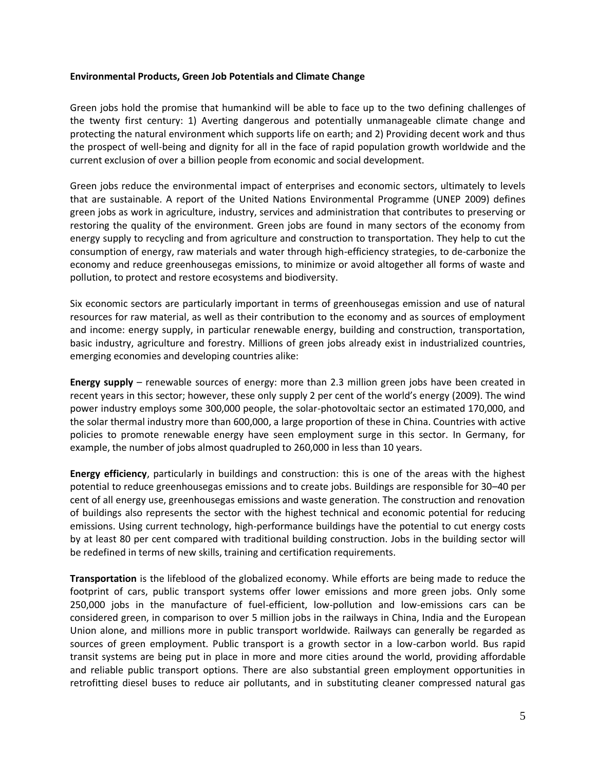**Environmental Products, Green Job Potentials and Climate Change**

Green jobs hold the promise that humankind will be able to face up to the two defining challenges of the twenty first century: 1) Averting dangerous and potentially unmanageable climate change and protecting the natural environment which supports life on earth; and 2) Providing decent work and thus the prospect of well-being and dignity for all in the face of rapid population growth worldwide and the current exclusion of over a billion people from economic and social development.

Green jobs reduce the environmental impact of enterprises and economic sectors, ultimately to levels that are sustainable. A report of the United Nations Environmental Programme (UNEP 2009) defines green jobs as work in agriculture, industry, services and administration that contributes to preserving or restoring the quality of the environment. Green jobs are found in many sectors of the economy from energy supply to recycling and from agriculture and construction to transportation. They help to cut the consumption of energy, raw materials and water through high-efficiency strategies, to de-carbonize the economy and reduce greenhousegas emissions, to minimize or avoid altogether all forms of waste and pollution, to protect and restore ecosystems and biodiversity.

Six economic sectors are particularly important in terms of greenhousegas emission and use of natural resources for raw material, as well as their contribution to the economy and as sources of employment and income: energy supply, in particular renewable energy, building and construction, transportation, basic industry, agriculture and forestry. Millions of green jobs already exist in industrialized countries, emerging economies and developing countries alike:

**Energy supply** – renewable sources of energy: more than 2.3 million green jobs have been created in recent years in this sector; however, these only supply 2 per cent of the world's energy (2009). The wind power industry employs some 300,000 people, the solar-photovoltaic sector an estimated 170,000, and the solar thermal industry more than 600,000, a large proportion of these in China. Countries with active policies to promote renewable energy have seen employment surge in this sector. In Germany, for example, the number of jobs almost quadrupled to 260,000 in less than 10 years.

**Energy efficiency**, particularly in buildings and construction: this is one of the areas with the highest potential to reduce greenhousegas emissions and to create jobs. Buildings are responsible for 30–40 per cent of all energy use, greenhousegas emissions and waste generation. The construction and renovation of buildings also represents the sector with the highest technical and economic potential for reducing emissions. Using current technology, high-performance buildings have the potential to cut energy costs by at least 80 per cent compared with traditional building construction. Jobs in the building sector will be redefined in terms of new skills, training and certification requirements.

**Transportation** is the lifeblood of the globalized economy. While efforts are being made to reduce the footprint of cars, public transport systems offer lower emissions and more green jobs. Only some 250,000 jobs in the manufacture of fuel-efficient, low-pollution and low-emissions cars can be considered green, in comparison to over 5 million jobs in the railways in China, India and the European Union alone, and millions more in public transport worldwide. Railways can generally be regarded as sources of green employment. Public transport is a growth sector in a low-carbon world. Bus rapid transit systems are being put in place in more and more cities around the world, providing affordable and reliable public transport options. There are also substantial green employment opportunities in retrofitting diesel buses to reduce air pollutants, and in substituting cleaner compressed natural gas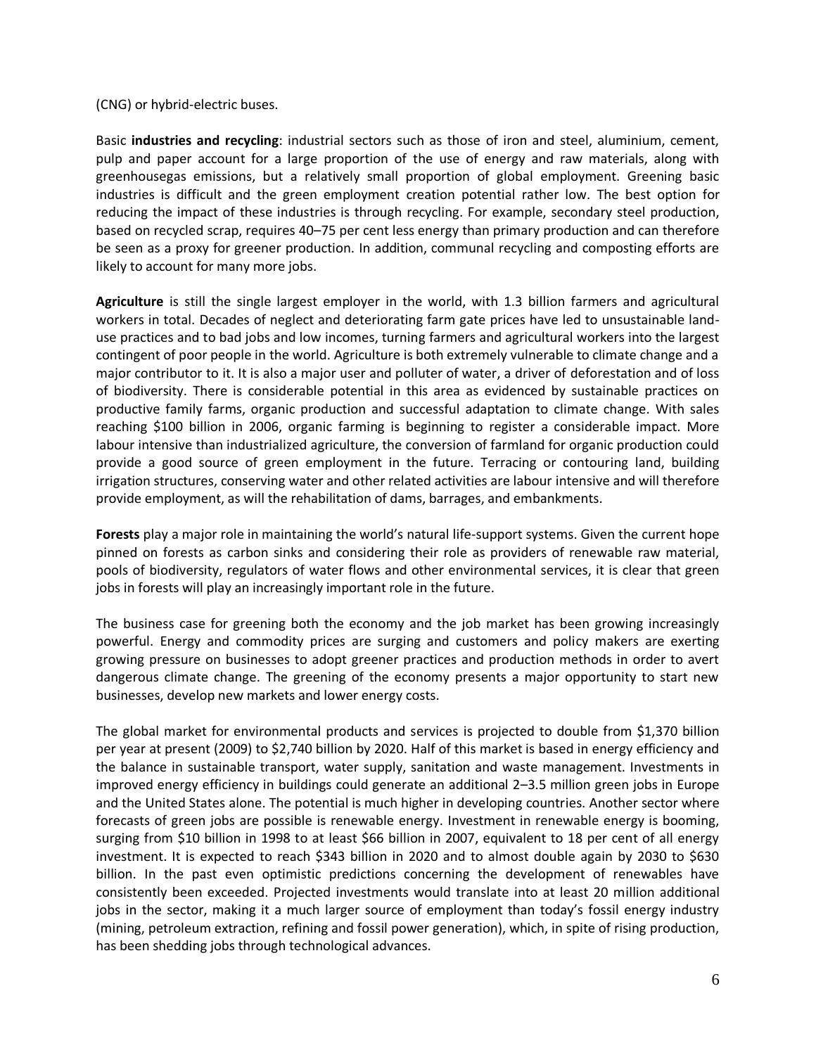(CNG) or hybrid-electric buses.

Basic **industries and recycling**: industrial sectors such as those of iron and steel, aluminium, cement, pulp and paper account for a large proportion of the use of energy and raw materials, along with greenhousegas emissions, but a relatively small proportion of global employment. Greening basic industries is difficult and the green employment creation potential rather low. The best option for reducing the impact of these industries is through recycling. For example, secondary steel production, based on recycled scrap, requires 40–75 per cent less energy than primary production and can therefore be seen as a proxy for greener production. In addition, communal recycling and composting efforts are likely to account for many more jobs.

**Agriculture** is still the single largest employer in the world, with 1.3 billion farmers and agricultural workers in total. Decades of neglect and deteriorating farm gate prices have led to unsustainable land-use practices and to bad jobs and low incomes, turning farmers and agricultural workers into the largest contingent of poor people in the world. Agriculture is both extremely vulnerable to climate change and a major contributor to it. It is also a major user and polluter of water, a driver of deforestation and of loss of biodiversity. There is considerable potential in this area as evidenced by sustainable practices on productive family farms, organic production and successful adaptation to climate change. With sales reaching $100 billion in 2006, organic farming is beginning to register a considerable impact. More labour intensive than industrialized agriculture, the conversion of farmland for organic production could provide a good source of green employment in the future. Terracing or contouring land, building irrigation structures, conserving water and other related activities are labour intensive and will therefore provide employment, as will the rehabilitation of dams, barrages, and embankments.

**Forests** play a major role in maintaining the world's natural life-support systems. Given the current hope pinned on forests as carbon sinks and considering their role as providers of renewable raw material, pools of biodiversity, regulators of water flows and other environmental services, it is clear that green jobs in forests will play an increasingly important role in the future.

The business case for greening both the economy and the job market has been growing increasingly powerful. Energy and commodity prices are surging and customers and policy makers are exerting growing pressure on businesses to adopt greener practices and production methods in order to avert dangerous climate change. The greening of the economy presents a major opportunity to start new businesses, develop new markets and lower energy costs.

The global market for environmental products and services is projected to double from $1,370 billion per year at present (2009) to $2,740 billion by 2020. Half of this market is based in energy efficiency and the balance in sustainable transport, water supply, sanitation and waste management. Investments in improved energy efficiency in buildings could generate an additional 2–3.5 million green jobs in Europe and the United States alone. The potential is much higher in developing countries. Another sector where forecasts of green jobs are possible is renewable energy. Investment in renewable energy is booming, surging from $10 billion in 1998 to at least $66 billion in 2007, equivalent to 18 per cent of all energy investment. It is expected to reach $343 billion in 2020 and to almost double again by 2030 to $630 billion. In the past even optimistic predictions concerning the development of renewables have consistently been exceeded. Projected investments would translate into at least 20 million additional jobs in the sector, making it a much larger source of employment than today's fossil energy industry (mining, petroleum extraction, refining and fossil power generation), which, in spite of rising production, has been shedding jobs through technological advances.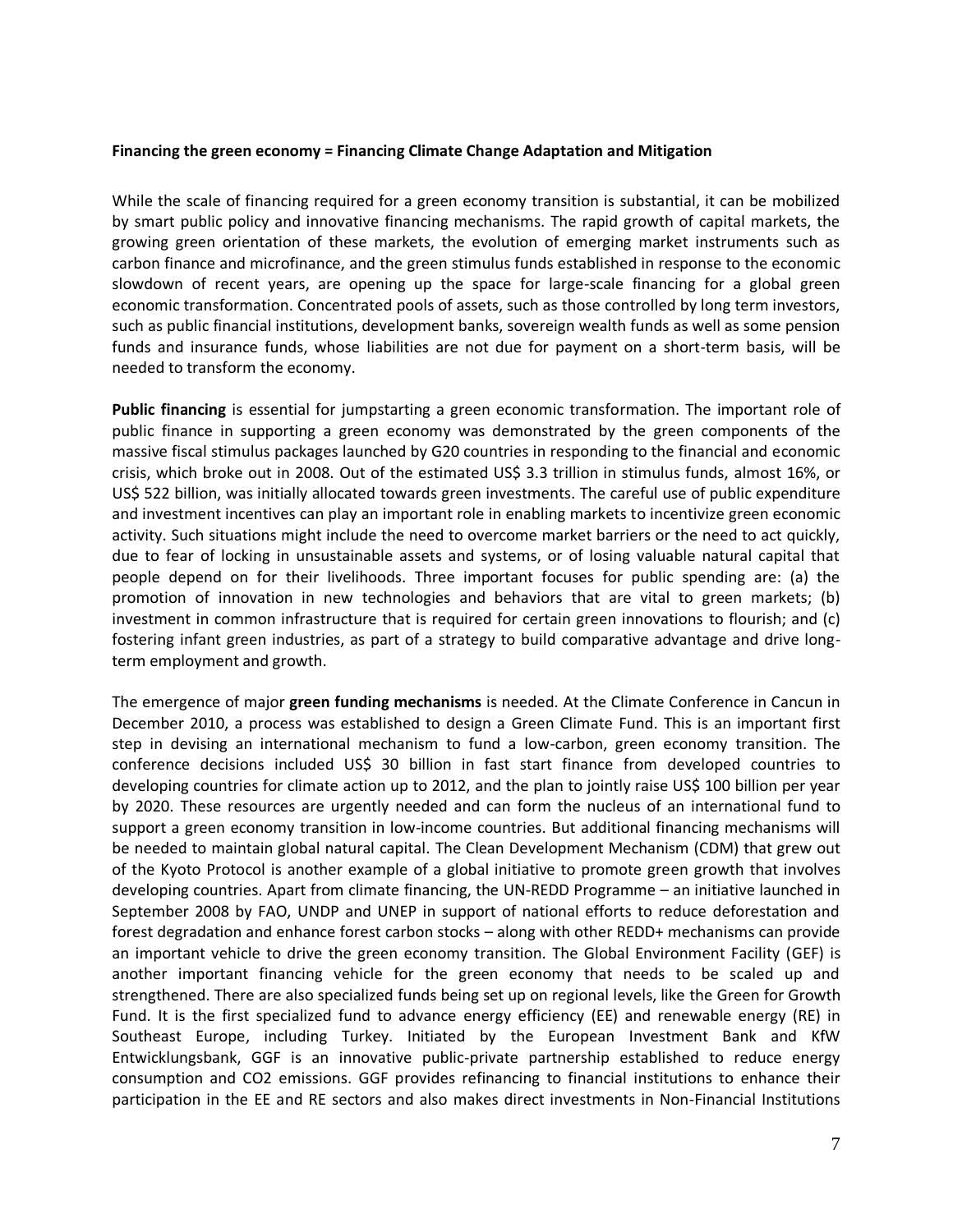**Financing the green economy = Financing Climate Change Adaptation and Mitigation**

While the scale of financing required for a green economy transition is substantial, it can be mobilized by smart public policy and innovative financing mechanisms. The rapid growth of capital markets, the growing green orientation of these markets, the evolution of emerging market instruments such as carbon finance and microfinance, and the green stimulus funds established in response to the economic slowdown of recent years, are opening up the space for large-scale financing for a global green economic transformation. Concentrated pools of assets, such as those controlled by long term investors, such as public financial institutions, development banks, sovereign wealth funds as well as some pension funds and insurance funds, whose liabilities are not due for payment on a short-term basis, will be needed to transform the economy.

**Public financing** is essential for jumpstarting a green economic transformation. The important role of public finance in supporting a green economy was demonstrated by the green components of the massive fiscal stimulus packages launched by G20 countries in responding to the financial and economic crisis, which broke out in 2008. Out of the estimated US$ 3.3 trillion in stimulus funds, almost 16%, or US$ 522 billion, was initially allocated towards green investments. The careful use of public expenditure and investment incentives can play an important role in enabling markets to incentivize green economic activity. Such situations might include the need to overcome market barriers or the need to act quickly, due to fear of locking in unsustainable assets and systems, or of losing valuable natural capital that people depend on for their livelihoods. Three important focuses for public spending are: (a) the promotion of innovation in new technologies and behaviors that are vital to green markets; (b) investment in common infrastructure that is required for certain green innovations to flourish; and (c) fostering infant green industries, as part of a strategy to build comparative advantage and drive long-term employment and growth.

The emergence of major **green funding mechanisms** is needed. At the Climate Conference in Cancun in December 2010, a process was established to design a Green Climate Fund. This is an important first step in devising an international mechanism to fund a low-carbon, green economy transition. The conference decisions included US$ 30 billion in fast start finance from developed countries to developing countries for climate action up to 2012, and the plan to jointly raise US$ 100 billion per year by 2020. These resources are urgently needed and can form the nucleus of an international fund to support a green economy transition in low-income countries. But additional financing mechanisms will be needed to maintain global natural capital. The Clean Development Mechanism (CDM) that grew out of the Kyoto Protocol is another example of a global initiative to promote green growth that involves developing countries. Apart from climate financing, the UN-REDD Programme – an initiative launched in September 2008 by FAO, UNDP and UNEP in support of national efforts to reduce deforestation and forest degradation and enhance forest carbon stocks – along with other REDD+ mechanisms can provide an important vehicle to drive the green economy transition. The Global Environment Facility (GEF) is another important financing vehicle for the green economy that needs to be scaled up and strengthened. There are also specialized funds being set up on regional levels, like the Green for Growth Fund. It is the first specialized fund to advance energy efficiency (EE) and renewable energy (RE) in Southeast Europe, including Turkey. Initiated by the European Investment Bank and KfW Entwicklungsbank, GGF is an innovative public-private partnership established to reduce energy consumption and $CO_2$ emissions. GGF provides refinancing to financial institutions to enhance their participation in the EE and RE sectors and also makes direct investments in Non-Financial Institutions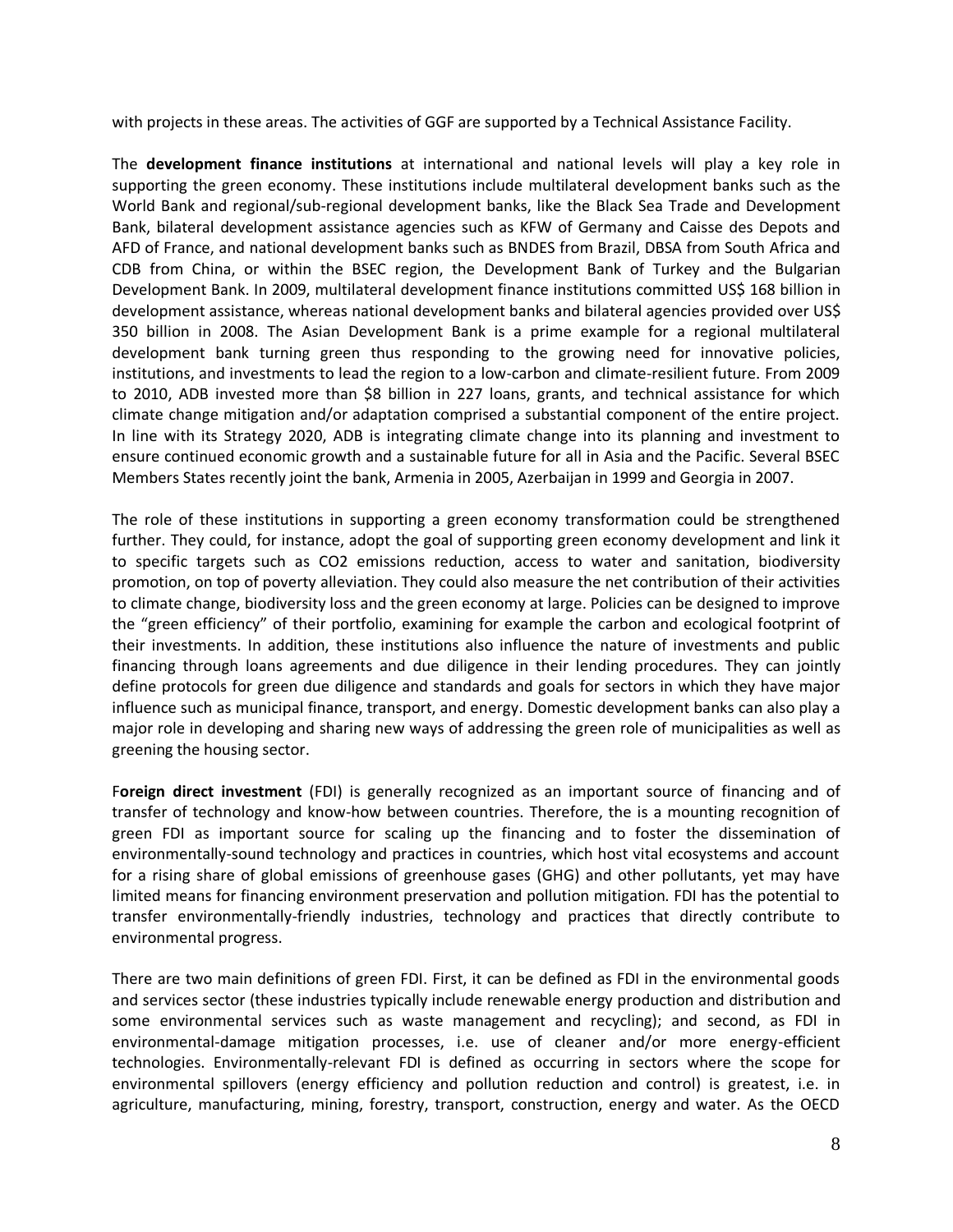with projects in these areas. The activities of GGF are supported by a Technical Assistance Facility.

The **development finance institutions** at international and national levels will play a key role in supporting the green economy. These institutions include multilateral development banks such as the World Bank and regional/sub-regional development banks, like the Black Sea Trade and Development Bank, bilateral development assistance agencies such as KFW of Germany and Caisse des Depots and AFD of France, and national development banks such as BNDES from Brazil, DBSA from South Africa and CDB from China, or within the BSEC region, the Development Bank of Turkey and the Bulgarian Development Bank. In 2009, multilateral development finance institutions committed US$ 168 billion in development assistance, whereas national development banks and bilateral agencies provided over US$ 350 billion in 2008. The Asian Development Bank is a prime example for a regional multilateral development bank turning green thus responding to the growing need for innovative policies, institutions, and investments to lead the region to a low-carbon and climate-resilient future. From 2009 to 2010, ADB invested more than $8 billion in 227 loans, grants, and technical assistance for which climate change mitigation and/or adaptation comprised a substantial component of the entire project. In line with its Strategy 2020, ADB is integrating climate change into its planning and investment to ensure continued economic growth and a sustainable future for all in Asia and the Pacific. Several BSEC Members States recently joint the bank, Armenia in 2005, Azerbaijan in 1999 and Georgia in 2007.

The role of these institutions in supporting a green economy transformation could be strengthened further. They could, for instance, adopt the goal of supporting green economy development and link it to specific targets such as CO2 emissions reduction, access to water and sanitation, biodiversity promotion, on top of poverty alleviation. They could also measure the net contribution of their activities to climate change, biodiversity loss and the green economy at large. Policies can be designed to improve the "green efficiency" of their portfolio, examining for example the carbon and ecological footprint of their investments. In addition, these institutions also influence the nature of investments and public financing through loans agreements and due diligence in their lending procedures. They can jointly define protocols for green due diligence and standards and goals for sectors in which they have major influence such as municipal finance, transport, and energy. Domestic development banks can also play a major role in developing and sharing new ways of addressing the green role of municipalities as well as greening the housing sector.

F**oreign direct investment** (FDI) is generally recognized as an important source of financing and of transfer of technology and know-how between countries. Therefore, the is a mounting recognition of green FDI as important source for scaling up the financing and to foster the dissemination of environmentally-sound technology and practices in countries, which host vital ecosystems and account for a rising share of global emissions of greenhouse gases (GHG) and other pollutants, yet may have limited means for financing environment preservation and pollution mitigation. FDI has the potential to transfer environmentally-friendly industries, technology and practices that directly contribute to environmental progress.

There are two main definitions of green FDI. First, it can be defined as FDI in the environmental goods and services sector (these industries typically include renewable energy production and distribution and some environmental services such as waste management and recycling); and second, as FDI in environmental-damage mitigation processes, i.e. use of cleaner and/or more energy-efficient technologies. Environmentally-relevant FDI is defined as occurring in sectors where the scope for environmental spillovers (energy efficiency and pollution reduction and control) is greatest, i.e. in agriculture, manufacturing, mining, forestry, transport, construction, energy and water. As the OECD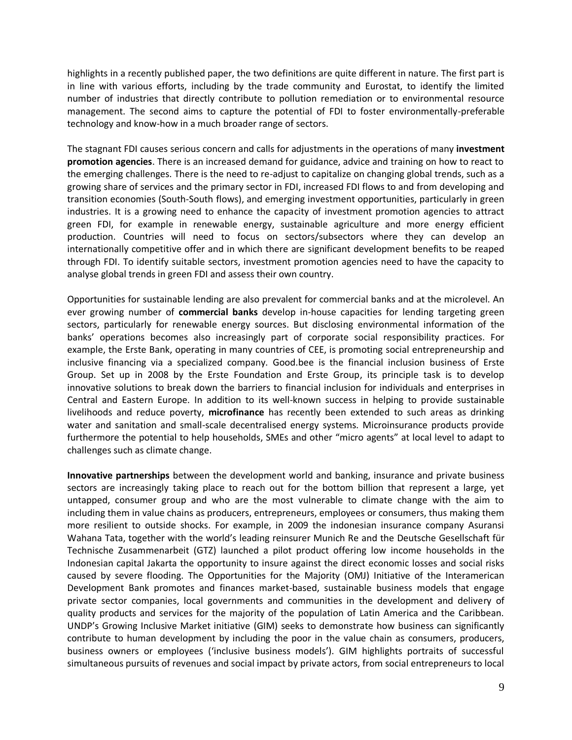highlights in a recently published paper, the two definitions are quite different in nature. The first part is in line with various efforts, including by the trade community and Eurostat, to identify the limited number of industries that directly contribute to pollution remediation or to environmental resource management. The second aims to capture the potential of FDI to foster environmentally-preferable technology and know-how in a much broader range of sectors.

The stagnant FDI causes serious concern and calls for adjustments in the operations of many **investment promotion agencies**. There is an increased demand for guidance, advice and training on how to react to the emerging challenges. There is the need to re-adjust to capitalize on changing global trends, such as a growing share of services and the primary sector in FDI, increased FDI flows to and from developing and transition economies (South-South flows), and emerging investment opportunities, particularly in green industries. It is a growing need to enhance the capacity of investment promotion agencies to attract green FDI, for example in renewable energy, sustainable agriculture and more energy efficient production. Countries will need to focus on sectors/subsectors where they can develop an internationally competitive offer and in which there are significant development benefits to be reaped through FDI. To identify suitable sectors, investment promotion agencies need to have the capacity to analyse global trends in green FDI and assess their own country.

Opportunities for sustainable lending are also prevalent for commercial banks and at the microlevel. An ever growing number of **commercial banks** develop in-house capacities for lending targeting green sectors, particularly for renewable energy sources. But disclosing environmental information of the banks' operations becomes also increasingly part of corporate social responsibility practices. For example, the Erste Bank, operating in many countries of CEE, is promoting social entrepreneurship and inclusive financing via a specialized company. Good.bee is the financial inclusion business of Erste Group. Set up in 2008 by the Erste Foundation and Erste Group, its principle task is to develop innovative solutions to break down the barriers to financial inclusion for individuals and enterprises in Central and Eastern Europe. In addition to its well-known success in helping to provide sustainable livelihoods and reduce poverty, **microfinance** has recently been extended to such areas as drinking water and sanitation and small-scale decentralised energy systems. Microinsurance products provide furthermore the potential to help households, SMEs and other "micro agents" at local level to adapt to challenges such as climate change.

**Innovative partnerships** between the development world and banking, insurance and private business sectors are increasingly taking place to reach out for the bottom billion that represent a large, yet untapped, consumer group and who are the most vulnerable to climate change with the aim to including them in value chains as producers, entrepreneurs, employees or consumers, thus making them more resilient to outside shocks. For example, in 2009 the indonesian insurance company Asuransi Wahana Tata, together with the world's leading reinsurer Munich Re and the Deutsche Gesellschaft für Technische Zusammenarbeit (GTZ) launched a pilot product offering low income households in the Indonesian capital Jakarta the opportunity to insure against the direct economic losses and social risks caused by severe flooding. The Opportunities for the Majority (OMJ) Initiative of the Interamerican Development Bank promotes and finances market-based, sustainable business models that engage private sector companies, local governments and communities in the development and delivery of quality products and services for the majority of the population of Latin America and the Caribbean. UNDP's Growing Inclusive Market initiative (GIM) seeks to demonstrate how business can significantly contribute to human development by including the poor in the value chain as consumers, producers, business owners or employees ('inclusive business models'). GIM highlights portraits of successful simultaneous pursuits of revenues and social impact by private actors, from social entrepreneurs to local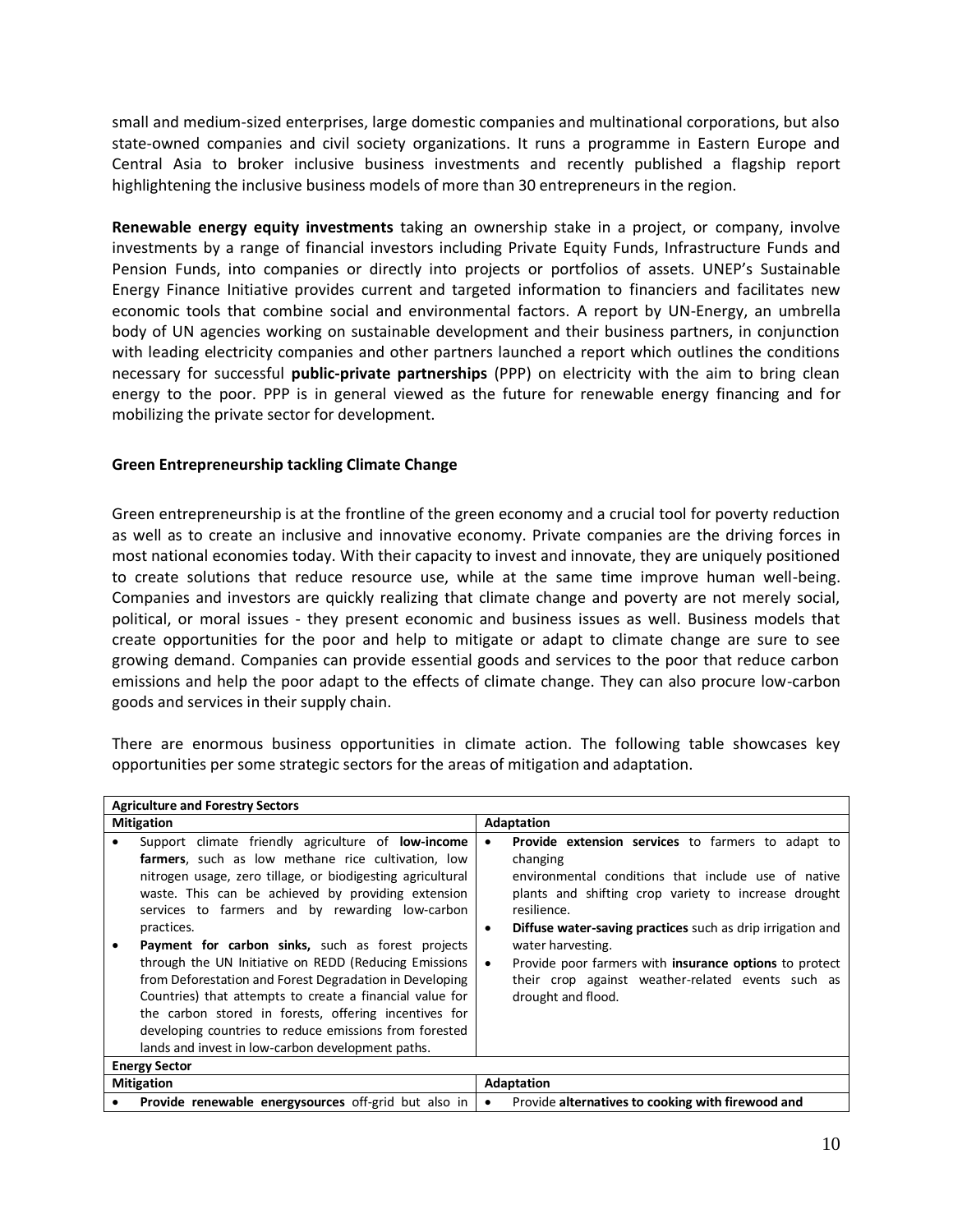small and medium-sized enterprises, large domestic companies and multinational corporations, but also state-owned companies and civil society organizations. It runs a programme in Eastern Europe and Central Asia to broker inclusive business investments and recently published a flagship report highlightening the inclusive business models of more than 30 entrepreneurs in the region.

**Renewable energy equity investments** taking an ownership stake in a project, or company, involve investments by a range of financial investors including Private Equity Funds, Infrastructure Funds and Pension Funds, into companies or directly into projects or portfolios of assets. UNEP's Sustainable Energy Finance Initiative provides current and targeted information to financiers and facilitates new economic tools that combine social and environmental factors. A report by UN-Energy, an umbrella body of UN agencies working on sustainable development and their business partners, in conjunction with leading electricity companies and other partners launched a report which outlines the conditions necessary for successful **public-private partnerships** (PPP) on electricity with the aim to bring clean energy to the poor. PPP is in general viewed as the future for renewable energy financing and for mobilizing the private sector for development.

### Green Entrepreneurship tackling Climate Change

Green entrepreneurship is at the frontline of the green economy and a crucial tool for poverty reduction as well as to create an inclusive and innovative economy. Private companies are the driving forces in most national economies today. With their capacity to invest and innovate, they are uniquely positioned to create solutions that reduce resource use, while at the same time improve human well-being. Companies and investors are quickly realizing that climate change and poverty are not merely social, political, or moral issues - they present economic and business issues as well. Business models that create opportunities for the poor and help to mitigate or adapt to climate change are sure to see growing demand. Companies can provide essential goods and services to the poor that reduce carbon emissions and help the poor adapt to the effects of climate change. They can also procure low-carbon goods and services in their supply chain.

There are enormous business opportunities in climate action. The following table showcases key opportunities per some strategic sectors for the areas of mitigation and adaptation.

| **Agriculture and Forestry Sectors** | |
|---|---|
| **Mitigation** | **Adaptation** |
| • Support climate friendly agriculture of **low-income farmers**, such as low methane rice cultivation, low nitrogen usage, zero tillage, or biodigesting agricultural waste. This can be achieved by providing extension services to farmers and by rewarding low-carbon practices.<br>• **Payment for carbon sinks,** such as forest projects through the UN Initiative on REDD (Reducing Emissions from Deforestation and Forest Degradation in Developing Countries) that attempts to create a financial value for the carbon stored in forests, offering incentives for developing countries to reduce emissions from forested lands and invest in low-carbon development paths. | • **Provide extension services** to farmers to adapt to changing environmental conditions that include use of native plants and shifting crop variety to increase drought resilience.<br>• **Diffuse water-saving practices** such as drip irrigation and water harvesting.<br>• Provide poor farmers with **insurance options** to protect their crop against weather-related events such as drought and flood. |
| **Energy Sector** | |
| **Mitigation** | **Adaptation** |
| • **Provide renewable energysources** off-grid but also in | • Provide **alternatives to cooking with firewood and** |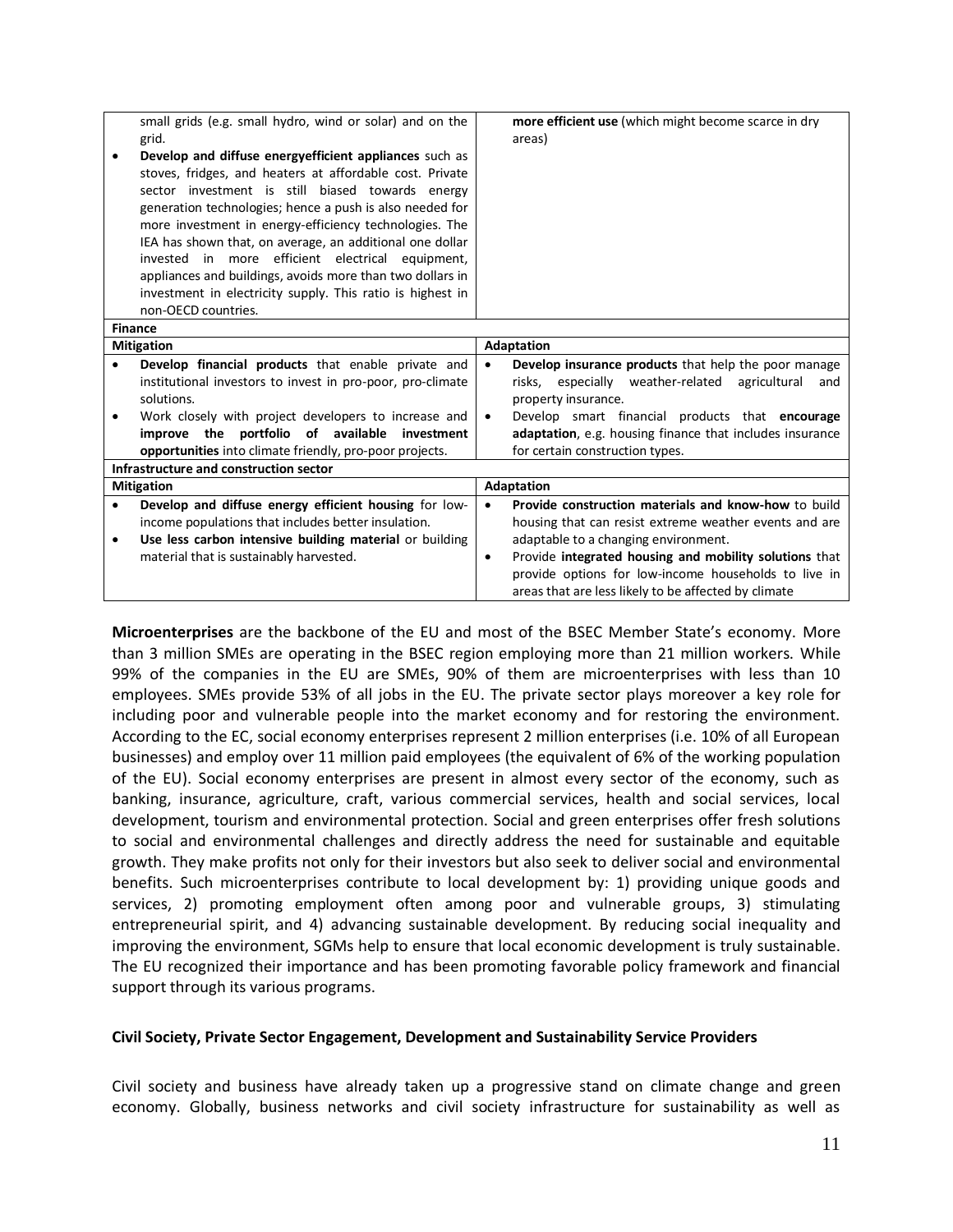| | |
|---|---|
| small grids (e.g. small hydro, wind or solar) and on the grid.<br>• **Develop and diffuse energyefficient appliances** such as stoves, fridges, and heaters at affordable cost. Private sector investment is still biased towards energy generation technologies; hence a push is also needed for more investment in energy-efficiency technologies. The IEA has shown that, on average, an additional one dollar invested in more efficient electrical equipment, appliances and buildings, avoids more than two dollars in investment in electricity supply. This ratio is highest in non-OECD countries. | **more efficient use** (which might become scarce in dry areas) |
| **Finance** | |
| **Mitigation** | **Adaptation** |
| • **Develop financial products** that enable private and institutional investors to invest in pro-poor, pro-climate solutions.<br>• Work closely with project developers to increase and **improve the portfolio of available investment opportunities** into climate friendly, pro-poor projects. | • **Develop insurance products** that help the poor manage risks, especially weather-related agricultural and property insurance.<br>• Develop smart financial products that **encourage adaptation**, e.g. housing finance that includes insurance for certain construction types. |
| **Infrastructure and construction sector** | |
| **Mitigation** | **Adaptation** |
| • **Develop and diffuse energy efficient housing** for low-income populations that includes better insulation.<br>• **Use less carbon intensive building material** or building material that is sustainably harvested. | • **Provide construction materials and know-how** to build housing that can resist extreme weather events and are adaptable to a changing environment.<br>• Provide **integrated housing and mobility solutions** that provide options for low-income households to live in areas that are less likely to be affected by climate |

**Microenterprises** are the backbone of the EU and most of the BSEC Member State's economy. More than 3 million SMEs are operating in the BSEC region employing more than 21 million workers. While 99% of the companies in the EU are SMEs, 90% of them are microenterprises with less than 10 employees. SMEs provide 53% of all jobs in the EU. The private sector plays moreover a key role for including poor and vulnerable people into the market economy and for restoring the environment. According to the EC, social economy enterprises represent 2 million enterprises (i.e. 10% of all European businesses) and employ over 11 million paid employees (the equivalent of 6% of the working population of the EU). Social economy enterprises are present in almost every sector of the economy, such as banking, insurance, agriculture, craft, various commercial services, health and social services, local development, tourism and environmental protection. Social and green enterprises offer fresh solutions to social and environmental challenges and directly address the need for sustainable and equitable growth. They make profits not only for their investors but also seek to deliver social and environmental benefits. Such microenterprises contribute to local development by: 1) providing unique goods and services, 2) promoting employment often among poor and vulnerable groups, 3) stimulating entrepreneurial spirit, and 4) advancing sustainable development. By reducing social inequality and improving the environment, SGMs help to ensure that local economic development is truly sustainable. The EU recognized their importance and has been promoting favorable policy framework and financial support through its various programs.

**Civil Society, Private Sector Engagement, Development and Sustainability Service Providers**

Civil society and business have already taken up a progressive stand on climate change and green economy. Globally, business networks and civil society infrastructure for sustainability as well as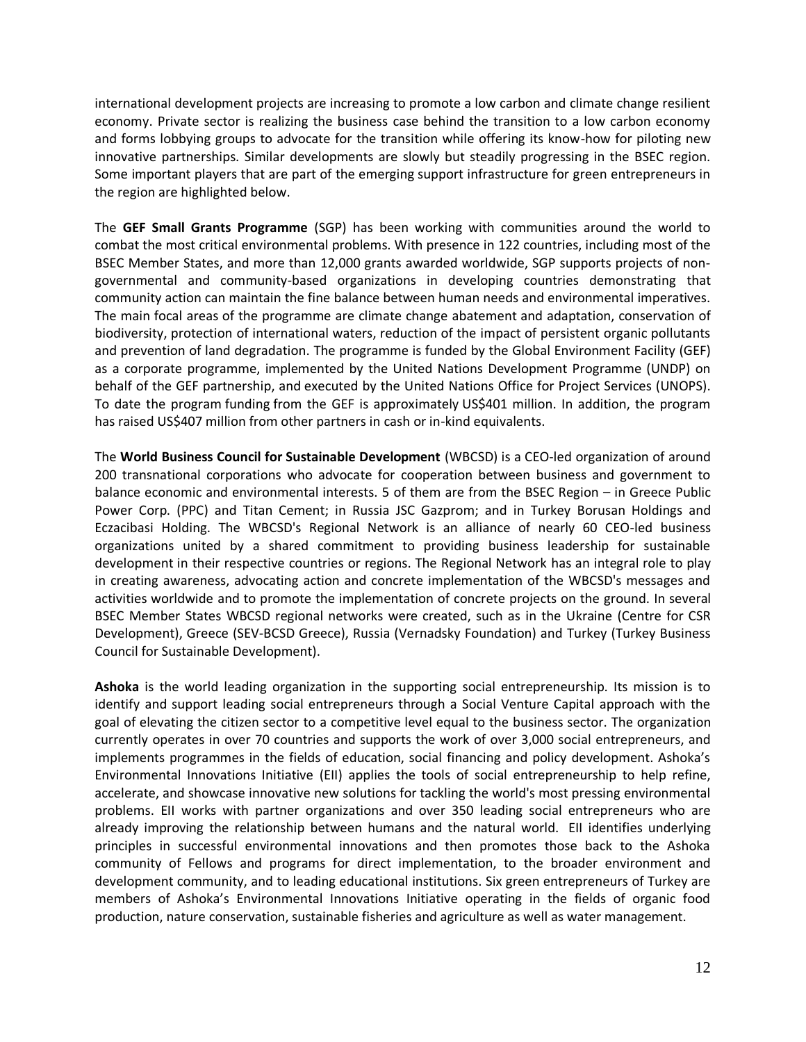international development projects are increasing to promote a low carbon and climate change resilient economy. Private sector is realizing the business case behind the transition to a low carbon economy and forms lobbying groups to advocate for the transition while offering its know-how for piloting new innovative partnerships. Similar developments are slowly but steadily progressing in the BSEC region. Some important players that are part of the emerging support infrastructure for green entrepreneurs in the region are highlighted below.

The **GEF Small Grants Programme** (SGP) has been working with communities around the world to combat the most critical environmental problems. With presence in 122 countries, including most of the BSEC Member States, and more than 12,000 grants awarded worldwide, SGP supports projects of non-governmental and community-based organizations in developing countries demonstrating that community action can maintain the fine balance between human needs and environmental imperatives. The main focal areas of the programme are climate change abatement and adaptation, conservation of biodiversity, protection of international waters, reduction of the impact of persistent organic pollutants and prevention of land degradation. The programme is funded by the Global Environment Facility (GEF) as a corporate programme, implemented by the United Nations Development Programme (UNDP) on behalf of the GEF partnership, and executed by the United Nations Office for Project Services (UNOPS). To date the program funding from the GEF is approximately US$401 million. In addition, the program has raised US$407 million from other partners in cash or in-kind equivalents.

The **World Business Council for Sustainable Development** (WBCSD) is a CEO-led organization of around 200 transnational corporations who advocate for cooperation between business and government to balance economic and environmental interests. 5 of them are from the BSEC Region – in Greece Public Power Corp. (PPC) and Titan Cement; in Russia JSC Gazprom; and in Turkey Borusan Holdings and Eczacibasi Holding. The WBCSD's Regional Network is an alliance of nearly 60 CEO-led business organizations united by a shared commitment to providing business leadership for sustainable development in their respective countries or regions. The Regional Network has an integral role to play in creating awareness, advocating action and concrete implementation of the WBCSD's messages and activities worldwide and to promote the implementation of concrete projects on the ground. In several BSEC Member States WBCSD regional networks were created, such as in the Ukraine (Centre for CSR Development), Greece (SEV-BCSD Greece), Russia (Vernadsky Foundation) and Turkey (Turkey Business Council for Sustainable Development).

**Ashoka** is the world leading organization in the supporting social entrepreneurship. Its mission is to identify and support leading social entrepreneurs through a Social Venture Capital approach with the goal of elevating the citizen sector to a competitive level equal to the business sector. The organization currently operates in over 70 countries and supports the work of over 3,000 social entrepreneurs, and implements programmes in the fields of education, social financing and policy development. Ashoka's Environmental Innovations Initiative (EII) applies the tools of social entrepreneurship to help refine, accelerate, and showcase innovative new solutions for tackling the world's most pressing environmental problems. EII works with partner organizations and over 350 leading social entrepreneurs who are already improving the relationship between humans and the natural world. EII identifies underlying principles in successful environmental innovations and then promotes those back to the Ashoka community of Fellows and programs for direct implementation, to the broader environment and development community, and to leading educational institutions. Six green entrepreneurs of Turkey are members of Ashoka's Environmental Innovations Initiative operating in the fields of organic food production, nature conservation, sustainable fisheries and agriculture as well as water management.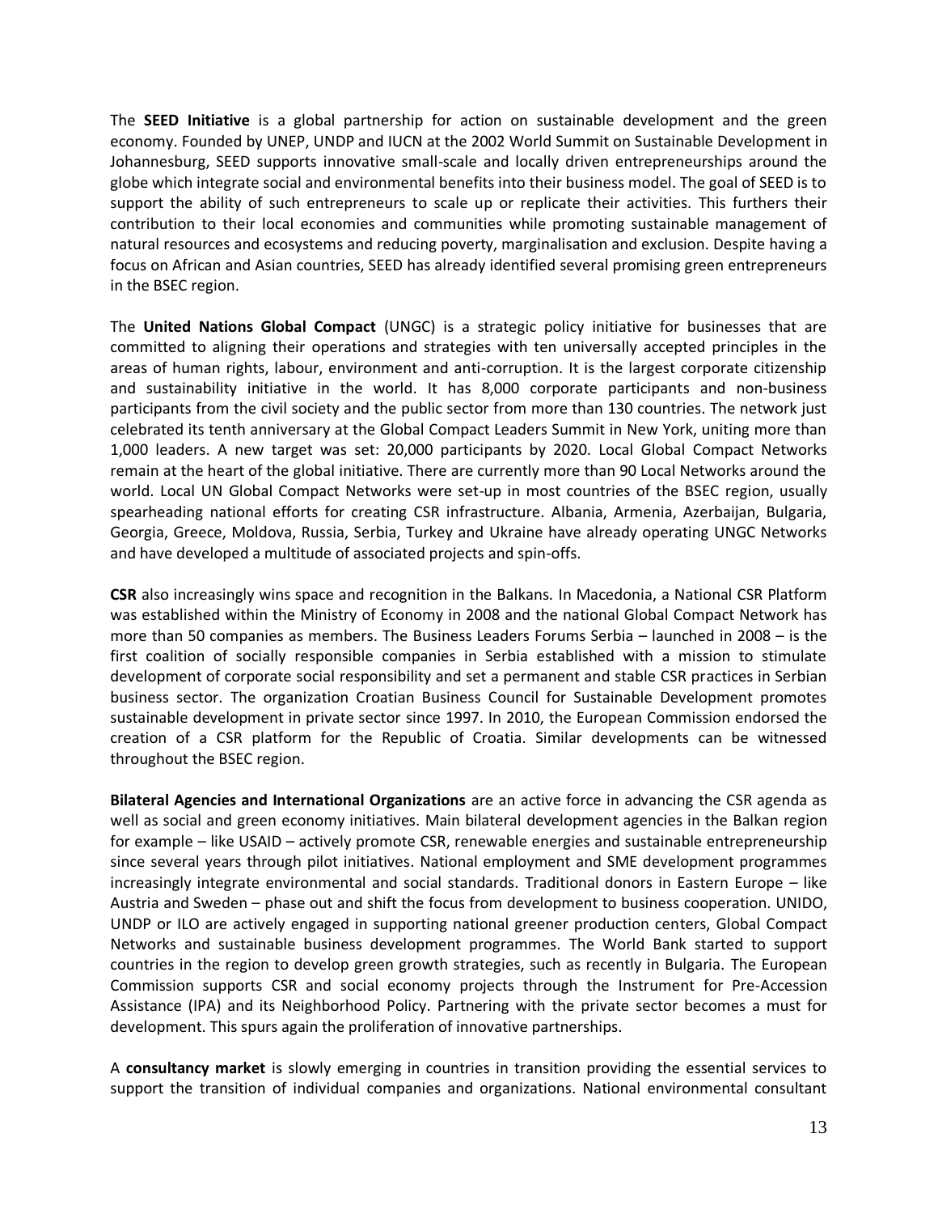The **SEED Initiative** is a global partnership for action on sustainable development and the green economy. Founded by UNEP, UNDP and IUCN at the 2002 World Summit on Sustainable Development in Johannesburg, SEED supports innovative small-scale and locally driven entrepreneurships around the globe which integrate social and environmental benefits into their business model. The goal of SEED is to support the ability of such entrepreneurs to scale up or replicate their activities. This furthers their contribution to their local economies and communities while promoting sustainable management of natural resources and ecosystems and reducing poverty, marginalisation and exclusion. Despite having a focus on African and Asian countries, SEED has already identified several promising green entrepreneurs in the BSEC region.

The **United Nations Global Compact** (UNGC) is a strategic policy initiative for businesses that are committed to aligning their operations and strategies with ten universally accepted principles in the areas of human rights, labour, environment and anti-corruption. It is the largest corporate citizenship and sustainability initiative in the world. It has 8,000 corporate participants and non-business participants from the civil society and the public sector from more than 130 countries. The network just celebrated its tenth anniversary at the Global Compact Leaders Summit in New York, uniting more than 1,000 leaders. A new target was set: 20,000 participants by 2020. Local Global Compact Networks remain at the heart of the global initiative. There are currently more than 90 Local Networks around the world. Local UN Global Compact Networks were set-up in most countries of the BSEC region, usually spearheading national efforts for creating CSR infrastructure. Albania, Armenia, Azerbaijan, Bulgaria, Georgia, Greece, Moldova, Russia, Serbia, Turkey and Ukraine have already operating UNGC Networks and have developed a multitude of associated projects and spin-offs.

**CSR** also increasingly wins space and recognition in the Balkans. In Macedonia, a National CSR Platform was established within the Ministry of Economy in 2008 and the national Global Compact Network has more than 50 companies as members. The Business Leaders Forums Serbia – launched in 2008 – is the first coalition of socially responsible companies in Serbia established with a mission to stimulate development of corporate social responsibility and set a permanent and stable CSR practices in Serbian business sector. The organization Croatian Business Council for Sustainable Development promotes sustainable development in private sector since 1997. In 2010, the European Commission endorsed the creation of a CSR platform for the Republic of Croatia. Similar developments can be witnessed throughout the BSEC region.

**Bilateral Agencies and International Organizations** are an active force in advancing the CSR agenda as well as social and green economy initiatives. Main bilateral development agencies in the Balkan region for example – like USAID – actively promote CSR, renewable energies and sustainable entrepreneurship since several years through pilot initiatives. National employment and SME development programmes increasingly integrate environmental and social standards. Traditional donors in Eastern Europe – like Austria and Sweden – phase out and shift the focus from development to business cooperation. UNIDO, UNDP or ILO are actively engaged in supporting national greener production centers, Global Compact Networks and sustainable business development programmes. The World Bank started to support countries in the region to develop green growth strategies, such as recently in Bulgaria. The European Commission supports CSR and social economy projects through the Instrument for Pre-Accession Assistance (IPA) and its Neighborhood Policy. Partnering with the private sector becomes a must for development. This spurs again the proliferation of innovative partnerships.

A **consultancy market** is slowly emerging in countries in transition providing the essential services to support the transition of individual companies and organizations. National environmental consultant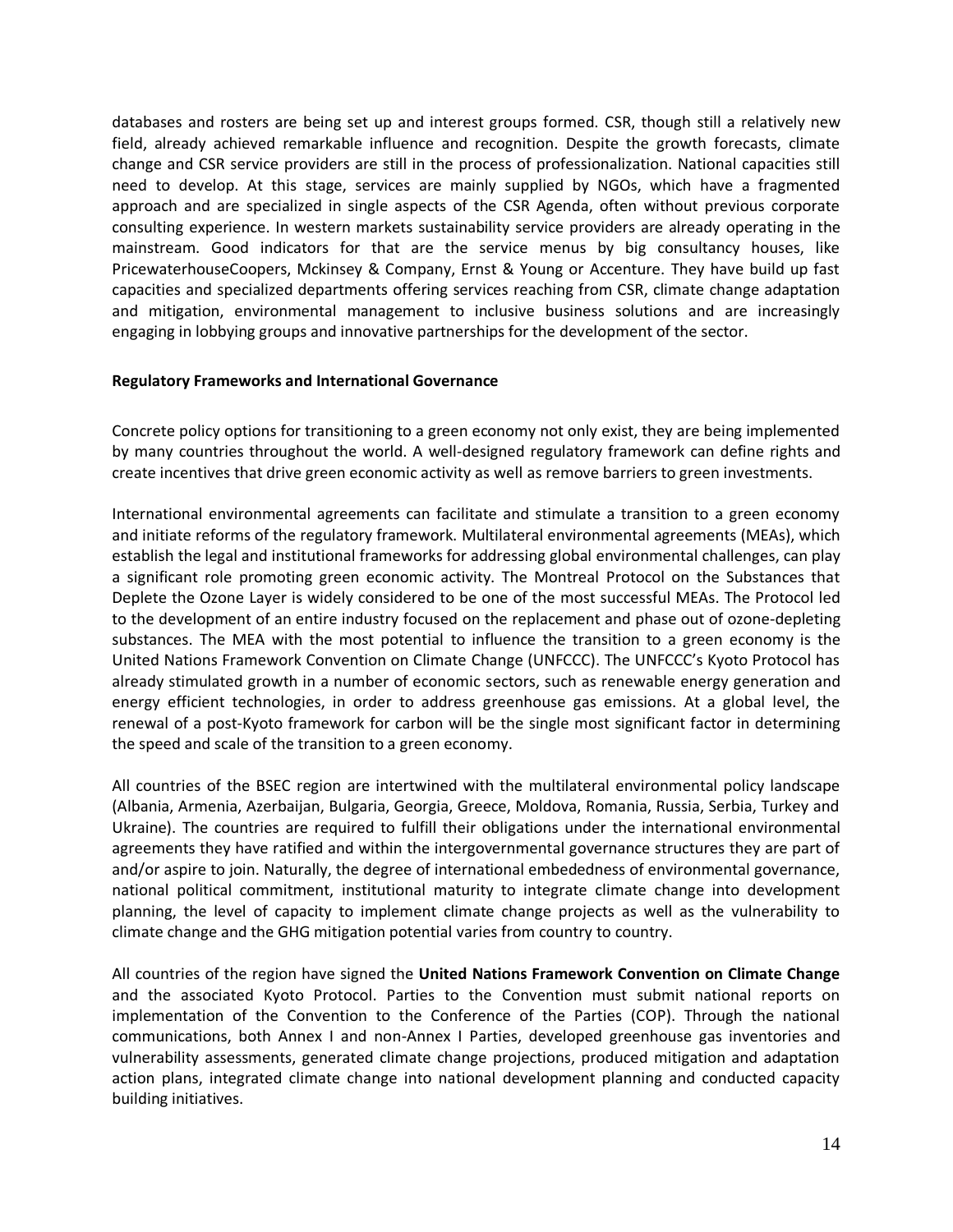databases and rosters are being set up and interest groups formed. CSR, though still a relatively new field, already achieved remarkable influence and recognition. Despite the growth forecasts, climate change and CSR service providers are still in the process of professionalization. National capacities still need to develop. At this stage, services are mainly supplied by NGOs, which have a fragmented approach and are specialized in single aspects of the CSR Agenda, often without previous corporate consulting experience. In western markets sustainability service providers are already operating in the mainstream. Good indicators for that are the service menus by big consultancy houses, like PricewaterhouseCoopers, Mckinsey & Company, Ernst & Young or Accenture. They have build up fast capacities and specialized departments offering services reaching from CSR, climate change adaptation and mitigation, environmental management to inclusive business solutions and are increasingly engaging in lobbying groups and innovative partnerships for the development of the sector.

**Regulatory Frameworks and International Governance**

Concrete policy options for transitioning to a green economy not only exist, they are being implemented by many countries throughout the world. A well-designed regulatory framework can define rights and create incentives that drive green economic activity as well as remove barriers to green investments.

International environmental agreements can facilitate and stimulate a transition to a green economy and initiate reforms of the regulatory framework. Multilateral environmental agreements (MEAs), which establish the legal and institutional frameworks for addressing global environmental challenges, can play a significant role promoting green economic activity. The Montreal Protocol on the Substances that Deplete the Ozone Layer is widely considered to be one of the most successful MEAs. The Protocol led to the development of an entire industry focused on the replacement and phase out of ozone-depleting substances. The MEA with the most potential to influence the transition to a green economy is the United Nations Framework Convention on Climate Change (UNFCCC). The UNFCCC's Kyoto Protocol has already stimulated growth in a number of economic sectors, such as renewable energy generation and energy efficient technologies, in order to address greenhouse gas emissions. At a global level, the renewal of a post-Kyoto framework for carbon will be the single most significant factor in determining the speed and scale of the transition to a green economy.

All countries of the BSEC region are intertwined with the multilateral environmental policy landscape (Albania, Armenia, Azerbaijan, Bulgaria, Georgia, Greece, Moldova, Romania, Russia, Serbia, Turkey and Ukraine). The countries are required to fulfill their obligations under the international environmental agreements they have ratified and within the intergovernmental governance structures they are part of and/or aspire to join. Naturally, the degree of international embededness of environmental governance, national political commitment, institutional maturity to integrate climate change into development planning, the level of capacity to implement climate change projects as well as the vulnerability to climate change and the GHG mitigation potential varies from country to country.

All countries of the region have signed the **United Nations Framework Convention on Climate Change** and the associated Kyoto Protocol. Parties to the Convention must submit national reports on implementation of the Convention to the Conference of the Parties (COP). Through the national communications, both Annex I and non-Annex I Parties, developed greenhouse gas inventories and vulnerability assessments, generated climate change projections, produced mitigation and adaptation action plans, integrated climate change into national development planning and conducted capacity building initiatives.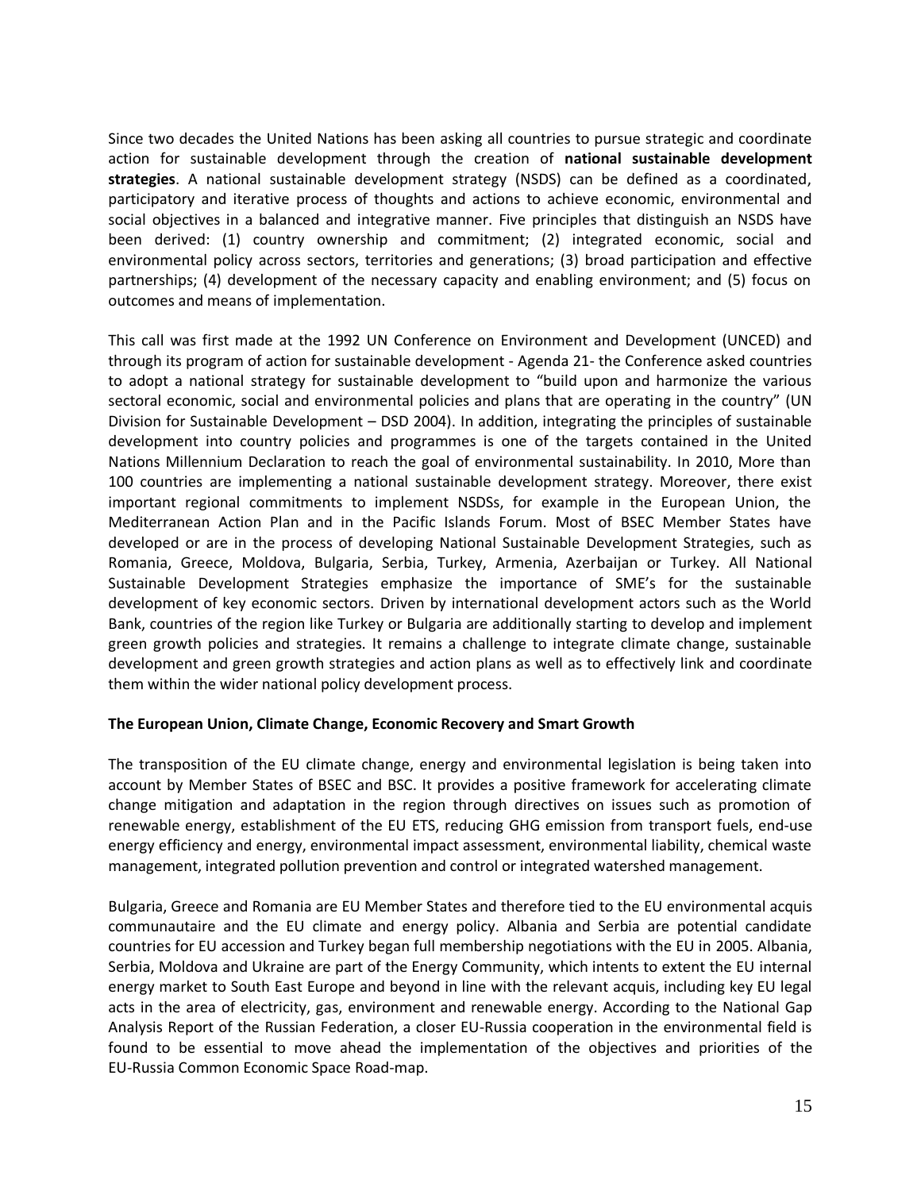Since two decades the United Nations has been asking all countries to pursue strategic and coordinate action for sustainable development through the creation of **national sustainable development strategies**. A national sustainable development strategy (NSDS) can be defined as a coordinated, participatory and iterative process of thoughts and actions to achieve economic, environmental and social objectives in a balanced and integrative manner. Five principles that distinguish an NSDS have been derived: (1) country ownership and commitment; (2) integrated economic, social and environmental policy across sectors, territories and generations; (3) broad participation and effective partnerships; (4) development of the necessary capacity and enabling environment; and (5) focus on outcomes and means of implementation.

This call was first made at the 1992 UN Conference on Environment and Development (UNCED) and through its program of action for sustainable development - Agenda 21- the Conference asked countries to adopt a national strategy for sustainable development to "build upon and harmonize the various sectoral economic, social and environmental policies and plans that are operating in the country" (UN Division for Sustainable Development – DSD 2004). In addition, integrating the principles of sustainable development into country policies and programmes is one of the targets contained in the United Nations Millennium Declaration to reach the goal of environmental sustainability. In 2010, More than 100 countries are implementing a national sustainable development strategy. Moreover, there exist important regional commitments to implement NSDSs, for example in the European Union, the Mediterranean Action Plan and in the Pacific Islands Forum. Most of BSEC Member States have developed or are in the process of developing National Sustainable Development Strategies, such as Romania, Greece, Moldova, Bulgaria, Serbia, Turkey, Armenia, Azerbaijan or Turkey. All National Sustainable Development Strategies emphasize the importance of SME's for the sustainable development of key economic sectors. Driven by international development actors such as the World Bank, countries of the region like Turkey or Bulgaria are additionally starting to develop and implement green growth policies and strategies. It remains a challenge to integrate climate change, sustainable development and green growth strategies and action plans as well as to effectively link and coordinate them within the wider national policy development process.

**The European Union, Climate Change, Economic Recovery and Smart Growth**

The transposition of the EU climate change, energy and environmental legislation is being taken into account by Member States of BSEC and BSC. It provides a positive framework for accelerating climate change mitigation and adaptation in the region through directives on issues such as promotion of renewable energy, establishment of the EU ETS, reducing GHG emission from transport fuels, end-use energy efficiency and energy, environmental impact assessment, environmental liability, chemical waste management, integrated pollution prevention and control or integrated watershed management.

Bulgaria, Greece and Romania are EU Member States and therefore tied to the EU environmental acquis communautaire and the EU climate and energy policy. Albania and Serbia are potential candidate countries for EU accession and Turkey began full membership negotiations with the EU in 2005. Albania, Serbia, Moldova and Ukraine are part of the Energy Community, which intents to extent the EU internal energy market to South East Europe and beyond in line with the relevant acquis, including key EU legal acts in the area of electricity, gas, environment and renewable energy. According to the National Gap Analysis Report of the Russian Federation, a closer EU-Russia cooperation in the environmental field is found to be essential to move ahead the implementation of the objectives and priorities of the EU-Russia Common Economic Space Road-map.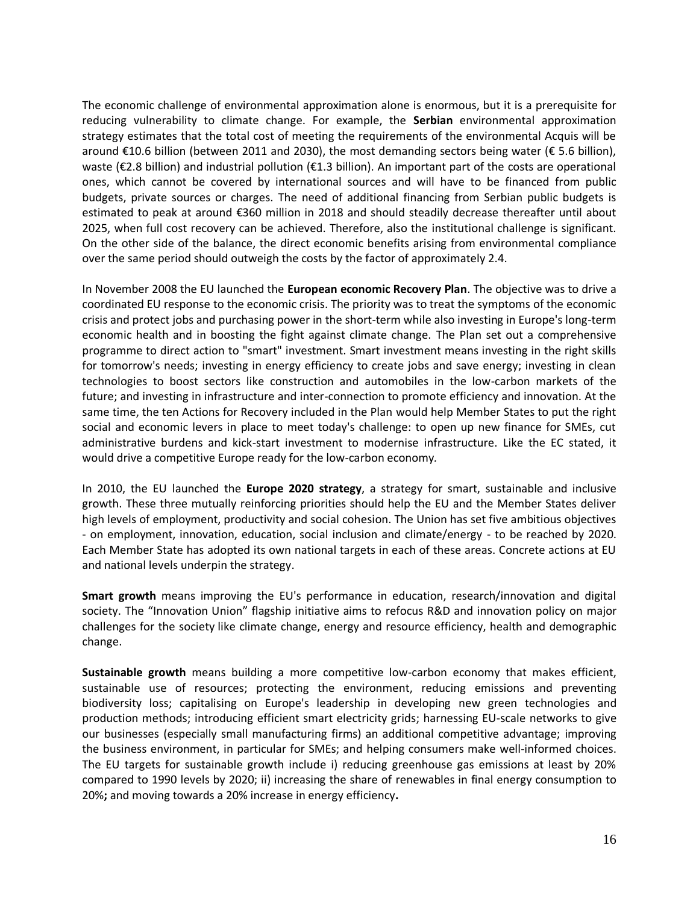The economic challenge of environmental approximation alone is enormous, but it is a prerequisite for reducing vulnerability to climate change. For example, the **Serbian** environmental approximation strategy estimates that the total cost of meeting the requirements of the environmental Acquis will be around €10.6 billion (between 2011 and 2030), the most demanding sectors being water (€ 5.6 billion), waste (€2.8 billion) and industrial pollution (€1.3 billion). An important part of the costs are operational ones, which cannot be covered by international sources and will have to be financed from public budgets, private sources or charges. The need of additional financing from Serbian public budgets is estimated to peak at around €360 million in 2018 and should steadily decrease thereafter until about 2025, when full cost recovery can be achieved. Therefore, also the institutional challenge is significant. On the other side of the balance, the direct economic benefits arising from environmental compliance over the same period should outweigh the costs by the factor of approximately 2.4.

In November 2008 the EU launched the **European economic Recovery Plan**. The objective was to drive a coordinated EU response to the economic crisis. The priority was to treat the symptoms of the economic crisis and protect jobs and purchasing power in the short-term while also investing in Europe's long-term economic health and in boosting the fight against climate change. The Plan set out a comprehensive programme to direct action to "smart" investment. Smart investment means investing in the right skills for tomorrow's needs; investing in energy efficiency to create jobs and save energy; investing in clean technologies to boost sectors like construction and automobiles in the low-carbon markets of the future; and investing in infrastructure and inter-connection to promote efficiency and innovation. At the same time, the ten Actions for Recovery included in the Plan would help Member States to put the right social and economic levers in place to meet today's challenge: to open up new finance for SMEs, cut administrative burdens and kick-start investment to modernise infrastructure. Like the EC stated, it would drive a competitive Europe ready for the low-carbon economy.

In 2010, the EU launched the **Europe 2020 strategy**, a strategy for smart, sustainable and inclusive growth. These three mutually reinforcing priorities should help the EU and the Member States deliver high levels of employment, productivity and social cohesion. The Union has set five ambitious objectives - on employment, innovation, education, social inclusion and climate/energy - to be reached by 2020. Each Member State has adopted its own national targets in each of these areas. Concrete actions at EU and national levels underpin the strategy.

**Smart growth** means improving the EU's performance in education, research/innovation and digital society. The "Innovation Union" flagship initiative aims to refocus R&D and innovation policy on major challenges for the society like climate change, energy and resource efficiency, health and demographic change.

**Sustainable growth** means building a more competitive low-carbon economy that makes efficient, sustainable use of resources; protecting the environment, reducing emissions and preventing biodiversity loss; capitalising on Europe's leadership in developing new green technologies and production methods; introducing efficient smart electricity grids; harnessing EU-scale networks to give our businesses (especially small manufacturing firms) an additional competitive advantage; improving the business environment, in particular for SMEs; and helping consumers make well-informed choices. The EU targets for sustainable growth include i) reducing greenhouse gas emissions at least by 20% compared to 1990 levels by 2020; ii) increasing the share of renewables in final energy consumption to 20%**;** and moving towards a 20% increase in energy efficiency**.**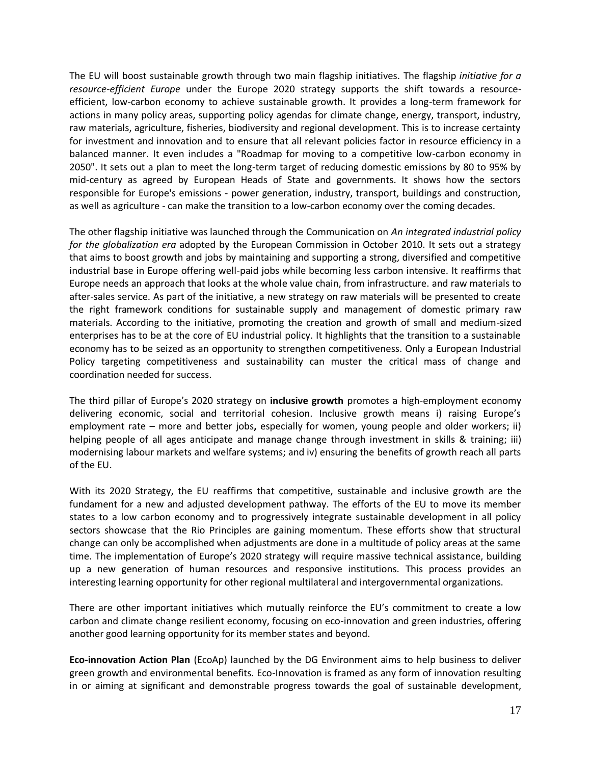The EU will boost sustainable growth through two main flagship initiatives. The flagship *initiative for a resource-efficient Europe* under the Europe 2020 strategy supports the shift towards a resource-efficient, low-carbon economy to achieve sustainable growth. It provides a long-term framework for actions in many policy areas, supporting policy agendas for climate change, energy, transport, industry, raw materials, agriculture, fisheries, biodiversity and regional development. This is to increase certainty for investment and innovation and to ensure that all relevant policies factor in resource efficiency in a balanced manner. It even includes a "Roadmap for moving to a competitive low-carbon economy in 2050". It sets out a plan to meet the long-term target of reducing domestic emissions by 80 to 95% by mid-century as agreed by European Heads of State and governments. It shows how the sectors responsible for Europe's emissions - power generation, industry, transport, buildings and construction, as well as agriculture - can make the transition to a low-carbon economy over the coming decades.

The other flagship initiative was launched through the Communication on *An integrated industrial policy for the globalization era* adopted by the European Commission in October 2010. It sets out a strategy that aims to boost growth and jobs by maintaining and supporting a strong, diversified and competitive industrial base in Europe offering well-paid jobs while becoming less carbon intensive. It reaffirms that Europe needs an approach that looks at the whole value chain, from infrastructure. and raw materials to after-sales service. As part of the initiative, a new strategy on raw materials will be presented to create the right framework conditions for sustainable supply and management of domestic primary raw materials. According to the initiative, promoting the creation and growth of small and medium-sized enterprises has to be at the core of EU industrial policy. It highlights that the transition to a sustainable economy has to be seized as an opportunity to strengthen competitiveness. Only a European Industrial Policy targeting competitiveness and sustainability can muster the critical mass of change and coordination needed for success.

The third pillar of Europe's 2020 strategy on **inclusive growth** promotes a high-employment economy delivering economic, social and territorial cohesion. Inclusive growth means i) raising Europe's employment rate – more and better jobs**,** especially for women, young people and older workers; ii) helping people of all ages anticipate and manage change through investment in skills & training; iii) modernising labour markets and welfare systems; and iv) ensuring the benefits of growth reach all parts of the EU.

With its 2020 Strategy, the EU reaffirms that competitive, sustainable and inclusive growth are the fundament for a new and adjusted development pathway. The efforts of the EU to move its member states to a low carbon economy and to progressively integrate sustainable development in all policy sectors showcase that the Rio Principles are gaining momentum. These efforts show that structural change can only be accomplished when adjustments are done in a multitude of policy areas at the same time. The implementation of Europe's 2020 strategy will require massive technical assistance, building up a new generation of human resources and responsive institutions. This process provides an interesting learning opportunity for other regional multilateral and intergovernmental organizations.

There are other important initiatives which mutually reinforce the EU's commitment to create a low carbon and climate change resilient economy, focusing on eco-innovation and green industries, offering another good learning opportunity for its member states and beyond.

**Eco-innovation Action Plan** (EcoAp) launched by the DG Environment aims to help business to deliver green growth and environmental benefits. Eco-Innovation is framed as any form of innovation resulting in or aiming at significant and demonstrable progress towards the goal of sustainable development,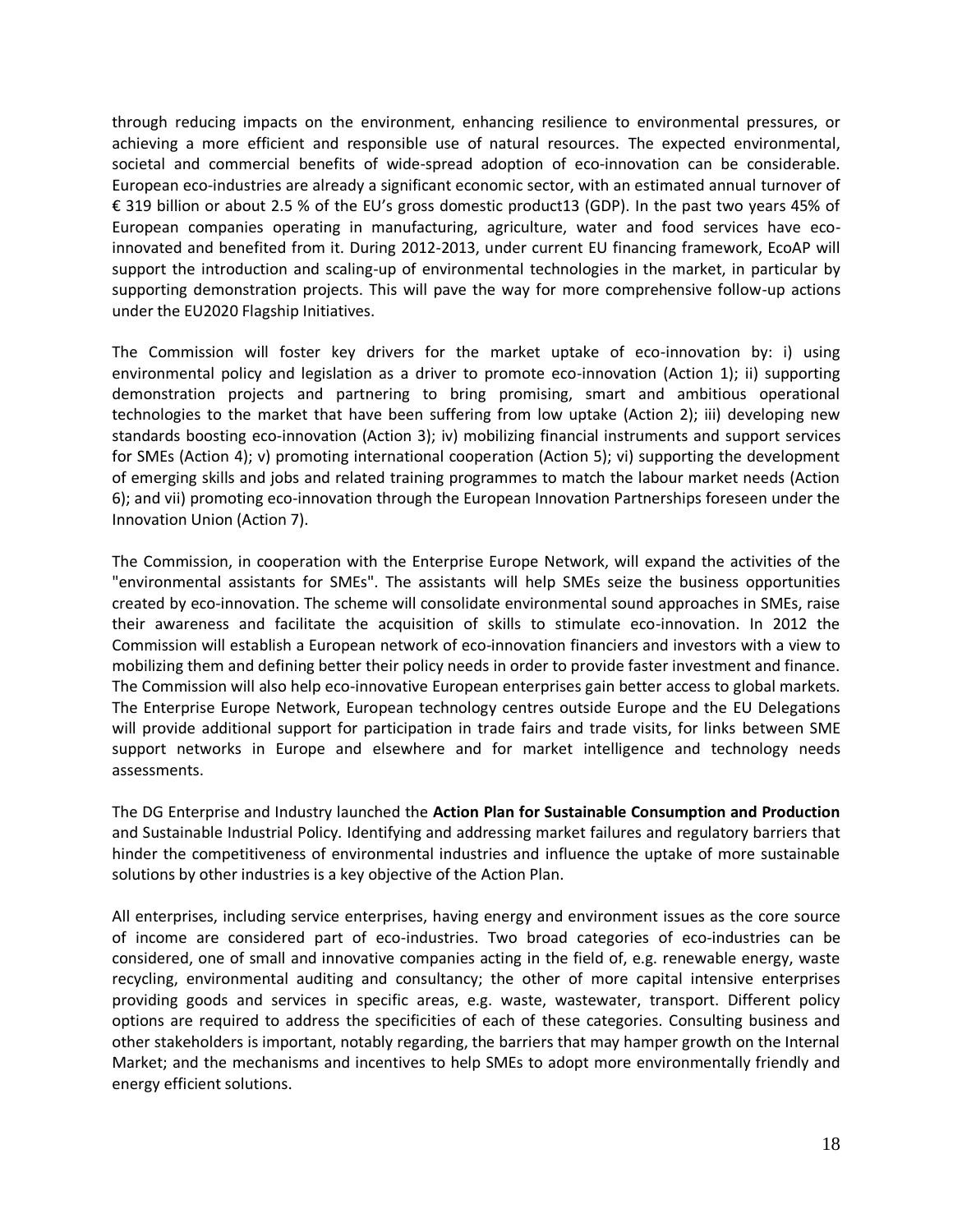through reducing impacts on the environment, enhancing resilience to environmental pressures, or achieving a more efficient and responsible use of natural resources. The expected environmental, societal and commercial benefits of wide-spread adoption of eco-innovation can be considerable. European eco-industries are already a significant economic sector, with an estimated annual turnover of € 319 billion or about 2.5 % of the EU's gross domestic product13 (GDP). In the past two years 45% of European companies operating in manufacturing, agriculture, water and food services have eco-innovated and benefited from it. During 2012-2013, under current EU financing framework, EcoAP will support the introduction and scaling-up of environmental technologies in the market, in particular by supporting demonstration projects. This will pave the way for more comprehensive follow-up actions under the EU2020 Flagship Initiatives.

The Commission will foster key drivers for the market uptake of eco-innovation by: i) using environmental policy and legislation as a driver to promote eco-innovation (Action 1); ii) supporting demonstration projects and partnering to bring promising, smart and ambitious operational technologies to the market that have been suffering from low uptake (Action 2); iii) developing new standards boosting eco-innovation (Action 3); iv) mobilizing financial instruments and support services for SMEs (Action 4); v) promoting international cooperation (Action 5); vi) supporting the development of emerging skills and jobs and related training programmes to match the labour market needs (Action 6); and vii) promoting eco-innovation through the European Innovation Partnerships foreseen under the Innovation Union (Action 7).

The Commission, in cooperation with the Enterprise Europe Network, will expand the activities of the "environmental assistants for SMEs". The assistants will help SMEs seize the business opportunities created by eco-innovation. The scheme will consolidate environmental sound approaches in SMEs, raise their awareness and facilitate the acquisition of skills to stimulate eco-innovation. In 2012 the Commission will establish a European network of eco-innovation financiers and investors with a view to mobilizing them and defining better their policy needs in order to provide faster investment and finance. The Commission will also help eco-innovative European enterprises gain better access to global markets. The Enterprise Europe Network, European technology centres outside Europe and the EU Delegations will provide additional support for participation in trade fairs and trade visits, for links between SME support networks in Europe and elsewhere and for market intelligence and technology needs assessments.

The DG Enterprise and Industry launched the **Action Plan for Sustainable Consumption and Production** and Sustainable Industrial Policy. Identifying and addressing market failures and regulatory barriers that hinder the competitiveness of environmental industries and influence the uptake of more sustainable solutions by other industries is a key objective of the Action Plan.

All enterprises, including service enterprises, having energy and environment issues as the core source of income are considered part of eco-industries. Two broad categories of eco-industries can be considered, one of small and innovative companies acting in the field of, e.g. renewable energy, waste recycling, environmental auditing and consultancy; the other of more capital intensive enterprises providing goods and services in specific areas, e.g. waste, wastewater, transport. Different policy options are required to address the specificities of each of these categories. Consulting business and other stakeholders is important, notably regarding, the barriers that may hamper growth on the Internal Market; and the mechanisms and incentives to help SMEs to adopt more environmentally friendly and energy efficient solutions.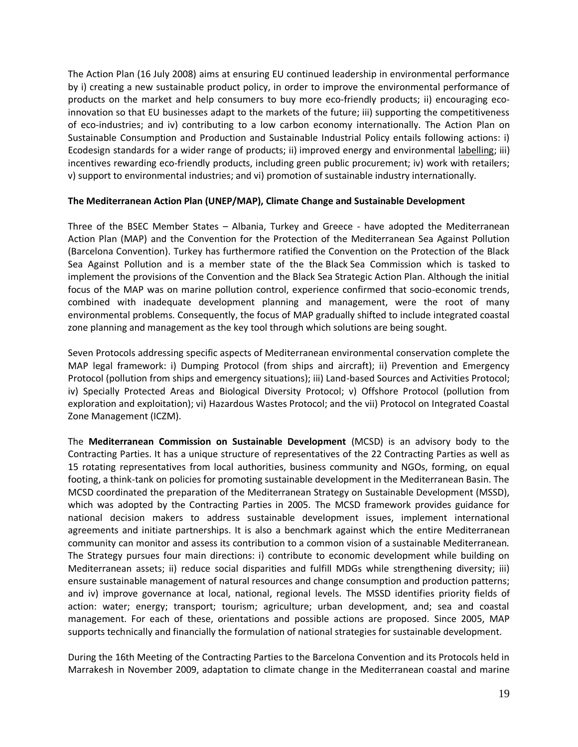The Action Plan (16 July 2008) aims at ensuring EU continued leadership in environmental performance by i) creating a new sustainable product policy, in order to improve the environmental performance of products on the market and help consumers to buy more eco-friendly products; ii) encouraging eco-innovation so that EU businesses adapt to the markets of the future; iii) supporting the competitiveness of eco-industries; and iv) contributing to a low carbon economy internationally. The Action Plan on Sustainable Consumption and Production and Sustainable Industrial Policy entails following actions: i) Ecodesign standards for a wider range of products; ii) improved energy and environmental labelling; iii) incentives rewarding eco-friendly products, including green public procurement; iv) work with retailers; v) support to environmental industries; and vi) promotion of sustainable industry internationally.

**The Mediterranean Action Plan (UNEP/MAP), Climate Change and Sustainable Development**

Three of the BSEC Member States – Albania, Turkey and Greece - have adopted the Mediterranean Action Plan (MAP) and the Convention for the Protection of the Mediterranean Sea Against Pollution (Barcelona Convention). Turkey has furthermore ratified the Convention on the Protection of the Black Sea Against Pollution and is a member state of the the Black Sea Commission which is tasked to implement the provisions of the Convention and the Black Sea Strategic Action Plan. Although the initial focus of the MAP was on marine pollution control, experience confirmed that socio-economic trends, combined with inadequate development planning and management, were the root of many environmental problems. Consequently, the focus of MAP gradually shifted to include integrated coastal zone planning and management as the key tool through which solutions are being sought.

Seven Protocols addressing specific aspects of Mediterranean environmental conservation complete the MAP legal framework: i) Dumping Protocol (from ships and aircraft); ii) Prevention and Emergency Protocol (pollution from ships and emergency situations); iii) Land-based Sources and Activities Protocol; iv) Specially Protected Areas and Biological Diversity Protocol; v) Offshore Protocol (pollution from exploration and exploitation); vi) Hazardous Wastes Protocol; and the vii) Protocol on Integrated Coastal Zone Management (ICZM).

The **Mediterranean Commission on Sustainable Development** (MCSD) is an advisory body to the Contracting Parties. It has a unique structure of representatives of the 22 Contracting Parties as well as 15 rotating representatives from local authorities, business community and NGOs, forming, on equal footing, a think-tank on policies for promoting sustainable development in the Mediterranean Basin. The MCSD coordinated the preparation of the Mediterranean Strategy on Sustainable Development (MSSD), which was adopted by the Contracting Parties in 2005. The MCSD framework provides guidance for national decision makers to address sustainable development issues, implement international agreements and initiate partnerships. It is also a benchmark against which the entire Mediterranean community can monitor and assess its contribution to a common vision of a sustainable Mediterranean. The Strategy pursues four main directions: i) contribute to economic development while building on Mediterranean assets; ii) reduce social disparities and fulfill MDGs while strengthening diversity; iii) ensure sustainable management of natural resources and change consumption and production patterns; and iv) improve governance at local, national, regional levels. The MSSD identifies priority fields of action: water; energy; transport; tourism; agriculture; urban development, and; sea and coastal management. For each of these, orientations and possible actions are proposed. Since 2005, MAP supports technically and financially the formulation of national strategies for sustainable development.

During the 16th Meeting of the Contracting Parties to the Barcelona Convention and its Protocols held in Marrakesh in November 2009, adaptation to climate change in the Mediterranean coastal and marine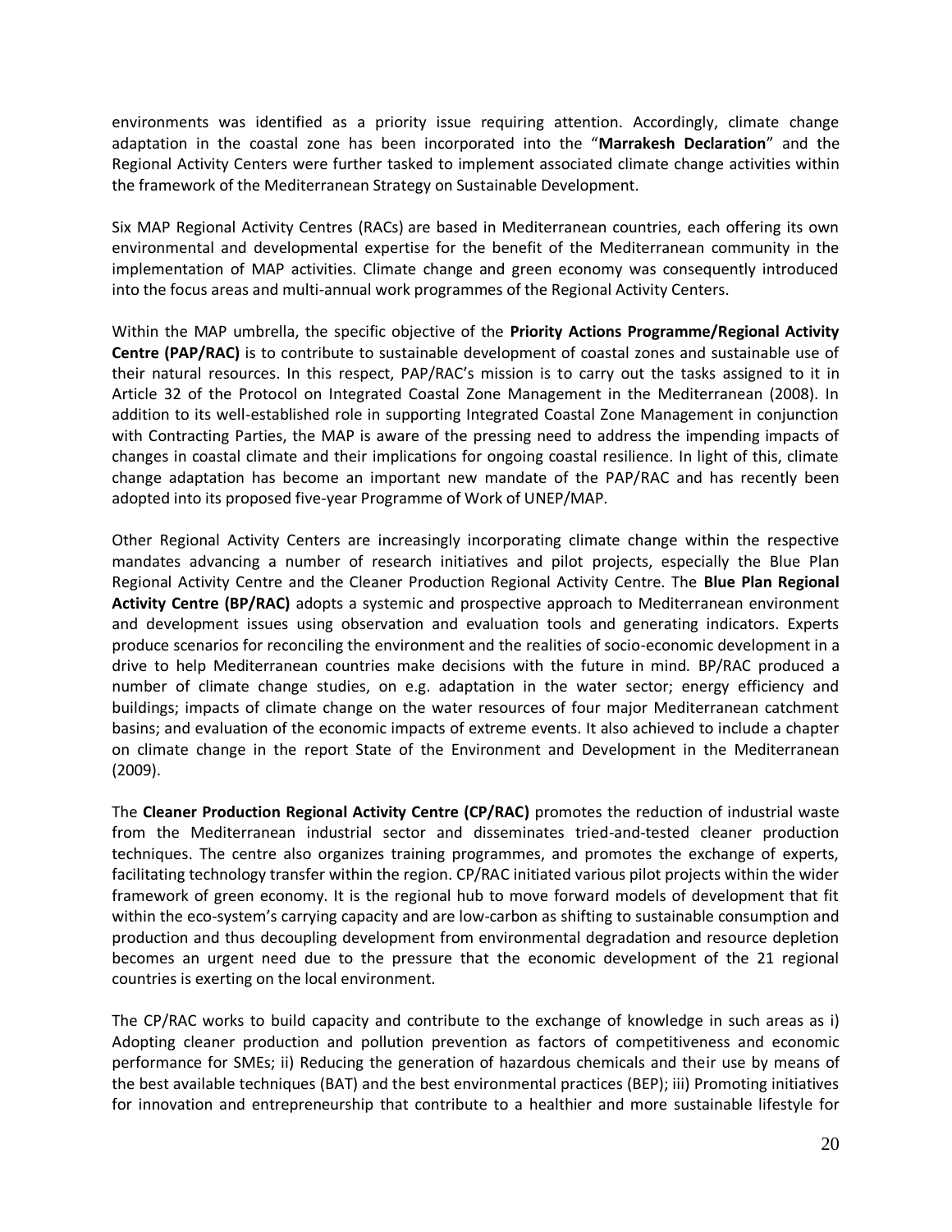environments was identified as a priority issue requiring attention. Accordingly, climate change adaptation in the coastal zone has been incorporated into the "**Marrakesh Declaration**" and the Regional Activity Centers were further tasked to implement associated climate change activities within the framework of the Mediterranean Strategy on Sustainable Development.

Six MAP Regional Activity Centres (RACs) are based in Mediterranean countries, each offering its own environmental and developmental expertise for the benefit of the Mediterranean community in the implementation of MAP activities. Climate change and green economy was consequently introduced into the focus areas and multi-annual work programmes of the Regional Activity Centers.

Within the MAP umbrella, the specific objective of the **Priority Actions Programme/Regional Activity Centre (PAP/RAC)** is to contribute to sustainable development of coastal zones and sustainable use of their natural resources. In this respect, PAP/RAC's mission is to carry out the tasks assigned to it in Article 32 of the Protocol on Integrated Coastal Zone Management in the Mediterranean (2008). In addition to its well-established role in supporting Integrated Coastal Zone Management in conjunction with Contracting Parties, the MAP is aware of the pressing need to address the impending impacts of changes in coastal climate and their implications for ongoing coastal resilience. In light of this, climate change adaptation has become an important new mandate of the PAP/RAC and has recently been adopted into its proposed five-year Programme of Work of UNEP/MAP.

Other Regional Activity Centers are increasingly incorporating climate change within the respective mandates advancing a number of research initiatives and pilot projects, especially the Blue Plan Regional Activity Centre and the Cleaner Production Regional Activity Centre. The **Blue Plan Regional Activity Centre (BP/RAC)** adopts a systemic and prospective approach to Mediterranean environment and development issues using observation and evaluation tools and generating indicators. Experts produce scenarios for reconciling the environment and the realities of socio-economic development in a drive to help Mediterranean countries make decisions with the future in mind. BP/RAC produced a number of climate change studies, on e.g. adaptation in the water sector; energy efficiency and buildings; impacts of climate change on the water resources of four major Mediterranean catchment basins; and evaluation of the economic impacts of extreme events. It also achieved to include a chapter on climate change in the report State of the Environment and Development in the Mediterranean (2009).

The **Cleaner Production Regional Activity Centre (CP/RAC)** promotes the reduction of industrial waste from the Mediterranean industrial sector and disseminates tried-and-tested cleaner production techniques. The centre also organizes training programmes, and promotes the exchange of experts, facilitating technology transfer within the region. CP/RAC initiated various pilot projects within the wider framework of green economy. It is the regional hub to move forward models of development that fit within the eco-system's carrying capacity and are low-carbon as shifting to sustainable consumption and production and thus decoupling development from environmental degradation and resource depletion becomes an urgent need due to the pressure that the economic development of the 21 regional countries is exerting on the local environment.

The CP/RAC works to build capacity and contribute to the exchange of knowledge in such areas as i) Adopting cleaner production and pollution prevention as factors of competitiveness and economic performance for SMEs; ii) Reducing the generation of hazardous chemicals and their use by means of the best available techniques (BAT) and the best environmental practices (BEP); iii) Promoting initiatives for innovation and entrepreneurship that contribute to a healthier and more sustainable lifestyle for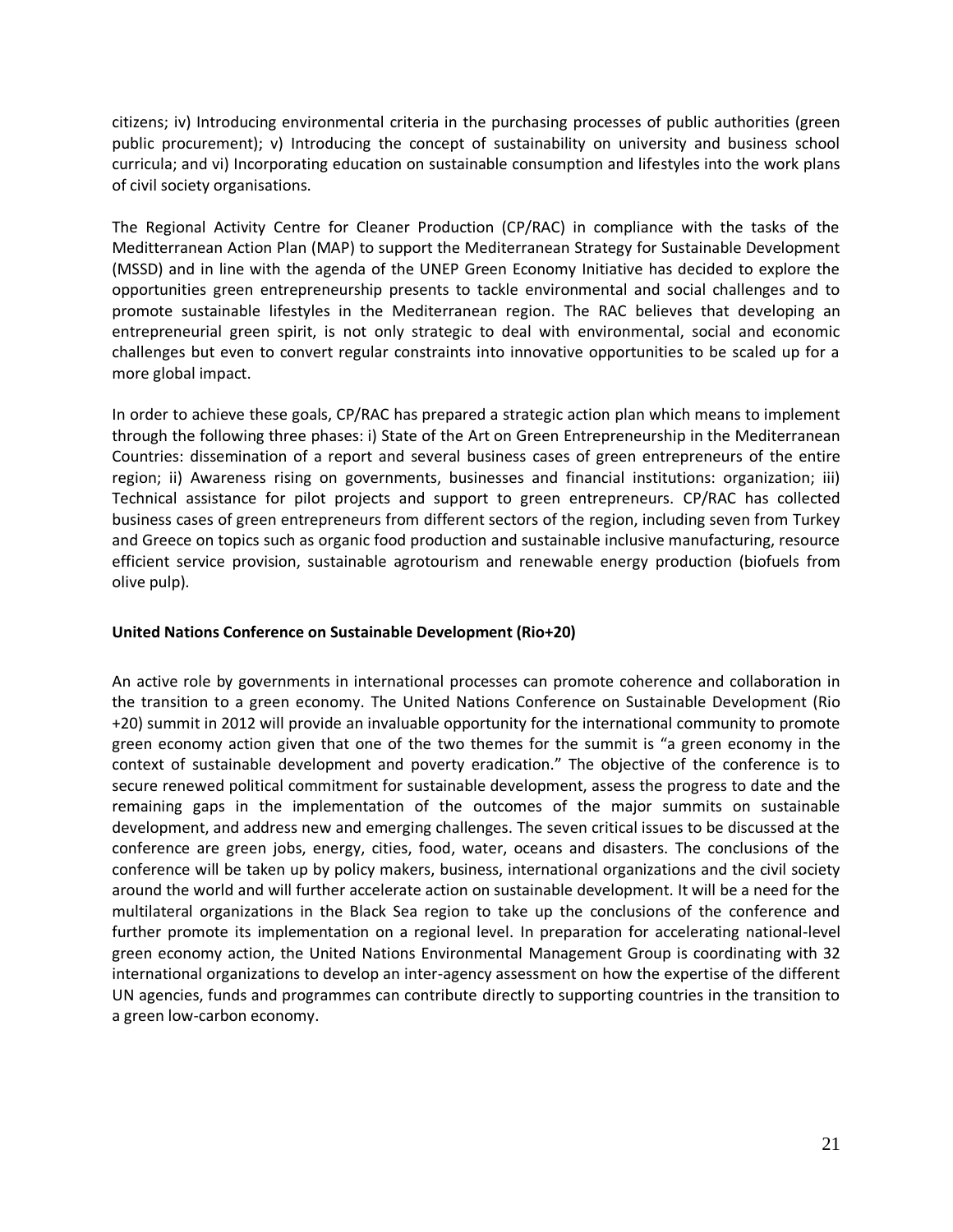citizens; iv) Introducing environmental criteria in the purchasing processes of public authorities (green public procurement); v) Introducing the concept of sustainability on university and business school curricula; and vi) Incorporating education on sustainable consumption and lifestyles into the work plans of civil society organisations.

The Regional Activity Centre for Cleaner Production (CP/RAC) in compliance with the tasks of the Meditterranean Action Plan (MAP) to support the Mediterranean Strategy for Sustainable Development (MSSD) and in line with the agenda of the UNEP Green Economy Initiative has decided to explore the opportunities green entrepreneurship presents to tackle environmental and social challenges and to promote sustainable lifestyles in the Mediterranean region. The RAC believes that developing an entrepreneurial green spirit, is not only strategic to deal with environmental, social and economic challenges but even to convert regular constraints into innovative opportunities to be scaled up for a more global impact.

In order to achieve these goals, CP/RAC has prepared a strategic action plan which means to implement through the following three phases: i) State of the Art on Green Entrepreneurship in the Mediterranean Countries: dissemination of a report and several business cases of green entrepreneurs of the entire region; ii) Awareness rising on governments, businesses and financial institutions: organization; iii) Technical assistance for pilot projects and support to green entrepreneurs. CP/RAC has collected business cases of green entrepreneurs from different sectors of the region, including seven from Turkey and Greece on topics such as organic food production and sustainable inclusive manufacturing, resource efficient service provision, sustainable agrotourism and renewable energy production (biofuels from olive pulp).

**United Nations Conference on Sustainable Development (Rio+20)**

An active role by governments in international processes can promote coherence and collaboration in the transition to a green economy. The United Nations Conference on Sustainable Development (Rio +20) summit in 2012 will provide an invaluable opportunity for the international community to promote green economy action given that one of the two themes for the summit is "a green economy in the context of sustainable development and poverty eradication." The objective of the conference is to secure renewed political commitment for sustainable development, assess the progress to date and the remaining gaps in the implementation of the outcomes of the major summits on sustainable development, and address new and emerging challenges. The seven critical issues to be discussed at the conference are green jobs, energy, cities, food, water, oceans and disasters. The conclusions of the conference will be taken up by policy makers, business, international organizations and the civil society around the world and will further accelerate action on sustainable development. It will be a need for the multilateral organizations in the Black Sea region to take up the conclusions of the conference and further promote its implementation on a regional level. In preparation for accelerating national-level green economy action, the United Nations Environmental Management Group is coordinating with 32 international organizations to develop an inter-agency assessment on how the expertise of the different UN agencies, funds and programmes can contribute directly to supporting countries in the transition to a green low-carbon economy.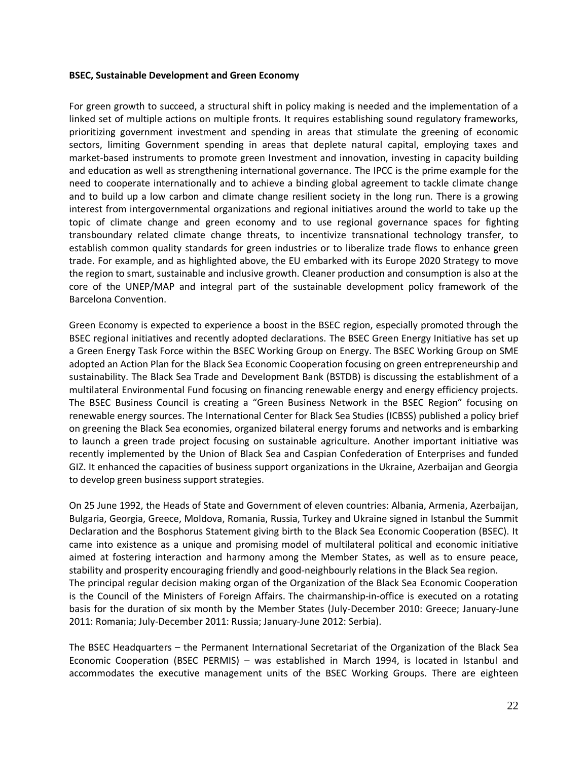**BSEC, Sustainable Development and Green Economy**

For green growth to succeed, a structural shift in policy making is needed and the implementation of a linked set of multiple actions on multiple fronts. It requires establishing sound regulatory frameworks, prioritizing government investment and spending in areas that stimulate the greening of economic sectors, limiting Government spending in areas that deplete natural capital, employing taxes and market-based instruments to promote green Investment and innovation, investing in capacity building and education as well as strengthening international governance. The IPCC is the prime example for the need to cooperate internationally and to achieve a binding global agreement to tackle climate change and to build up a low carbon and climate change resilient society in the long run. There is a growing interest from intergovernmental organizations and regional initiatives around the world to take up the topic of climate change and green economy and to use regional governance spaces for fighting transboundary related climate change threats, to incentivize transnational technology transfer, to establish common quality standards for green industries or to liberalize trade flows to enhance green trade. For example, and as highlighted above, the EU embarked with its Europe 2020 Strategy to move the region to smart, sustainable and inclusive growth. Cleaner production and consumption is also at the core of the UNEP/MAP and integral part of the sustainable development policy framework of the Barcelona Convention.

Green Economy is expected to experience a boost in the BSEC region, especially promoted through the BSEC regional initiatives and recently adopted declarations. The BSEC Green Energy Initiative has set up a Green Energy Task Force within the BSEC Working Group on Energy. The BSEC Working Group on SME adopted an Action Plan for the Black Sea Economic Cooperation focusing on green entrepreneurship and sustainability. The Black Sea Trade and Development Bank (BSTDB) is discussing the establishment of a multilateral Environmental Fund focusing on financing renewable energy and energy efficiency projects. The BSEC Business Council is creating a "Green Business Network in the BSEC Region" focusing on renewable energy sources. The International Center for Black Sea Studies (ICBSS) published a policy brief on greening the Black Sea economies, organized bilateral energy forums and networks and is embarking to launch a green trade project focusing on sustainable agriculture. Another important initiative was recently implemented by the Union of Black Sea and Caspian Confederation of Enterprises and funded GIZ. It enhanced the capacities of business support organizations in the Ukraine, Azerbaijan and Georgia to develop green business support strategies.

On 25 June 1992, the Heads of State and Government of eleven countries: Albania, Armenia, Azerbaijan, Bulgaria, Georgia, Greece, Moldova, Romania, Russia, Turkey and Ukraine signed in Istanbul the Summit Declaration and the Bosphorus Statement giving birth to the Black Sea Economic Cooperation (BSEC). It came into existence as a unique and promising model of multilateral political and economic initiative aimed at fostering interaction and harmony among the Member States, as well as to ensure peace, stability and prosperity encouraging friendly and good-neighbourly relations in the Black Sea region.
The principal regular decision making organ of the Organization of the Black Sea Economic Cooperation is the Council of the Ministers of Foreign Affairs. The chairmanship-in-office is executed on a rotating basis for the duration of six month by the Member States (July-December 2010: Greece; January-June 2011: Romania; July-December 2011: Russia; January-June 2012: Serbia).

The BSEC Headquarters – the Permanent International Secretariat of the Organization of the Black Sea Economic Cooperation (BSEC PERMIS) – was established in March 1994, is located in Istanbul and accommodates the executive management units of the BSEC Working Groups. There are eighteen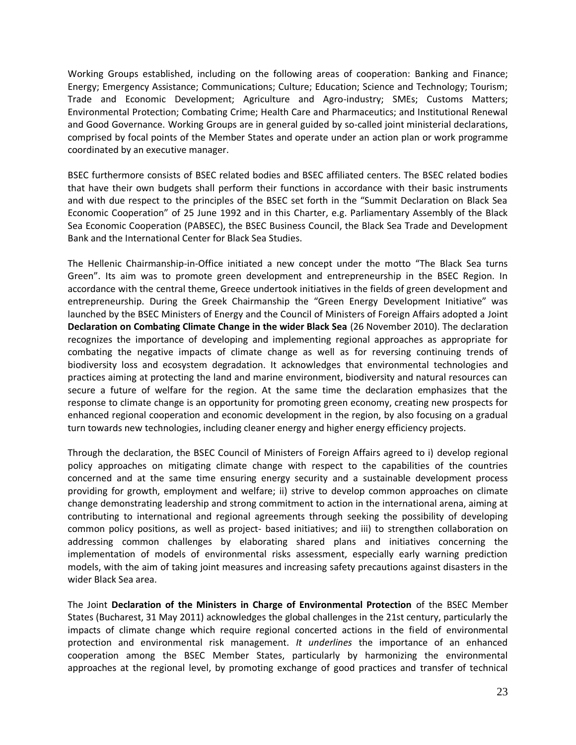Working Groups established, including on the following areas of cooperation: Banking and Finance; Energy; Emergency Assistance; Communications; Culture; Education; Science and Technology; Tourism; Trade and Economic Development; Agriculture and Agro-industry; SMEs; Customs Matters; Environmental Protection; Combating Crime; Health Care and Pharmaceutics; and Institutional Renewal and Good Governance. Working Groups are in general guided by so-called joint ministerial declarations, comprised by focal points of the Member States and operate under an action plan or work programme coordinated by an executive manager.

BSEC furthermore consists of BSEC related bodies and BSEC affiliated centers. The BSEC related bodies that have their own budgets shall perform their functions in accordance with their basic instruments and with due respect to the principles of the BSEC set forth in the "Summit Declaration on Black Sea Economic Cooperation" of 25 June 1992 and in this Charter, e.g. Parliamentary Assembly of the Black Sea Economic Cooperation (PABSEC), the BSEC Business Council, the Black Sea Trade and Development Bank and the International Center for Black Sea Studies.

The Hellenic Chairmanship-in-Office initiated a new concept under the motto "The Black Sea turns Green". Its aim was to promote green development and entrepreneurship in the BSEC Region. In accordance with the central theme, Greece undertook initiatives in the fields of green development and entrepreneurship. During the Greek Chairmanship the "Green Energy Development Initiative" was launched by the BSEC Ministers of Energy and the Council of Ministers of Foreign Affairs adopted a Joint **Declaration on Combating Climate Change in the wider Black Sea** (26 November 2010). The declaration recognizes the importance of developing and implementing regional approaches as appropriate for combating the negative impacts of climate change as well as for reversing continuing trends of biodiversity loss and ecosystem degradation. It acknowledges that environmental technologies and practices aiming at protecting the land and marine environment, biodiversity and natural resources can secure a future of welfare for the region. At the same time the declaration emphasizes that the response to climate change is an opportunity for promoting green economy, creating new prospects for enhanced regional cooperation and economic development in the region, by also focusing on a gradual turn towards new technologies, including cleaner energy and higher energy efficiency projects.

Through the declaration, the BSEC Council of Ministers of Foreign Affairs agreed to i) develop regional policy approaches on mitigating climate change with respect to the capabilities of the countries concerned and at the same time ensuring energy security and a sustainable development process providing for growth, employment and welfare; ii) strive to develop common approaches on climate change demonstrating leadership and strong commitment to action in the international arena, aiming at contributing to international and regional agreements through seeking the possibility of developing common policy positions, as well as project- based initiatives; and iii) to strengthen collaboration on addressing common challenges by elaborating shared plans and initiatives concerning the implementation of models of environmental risks assessment, especially early warning prediction models, with the aim of taking joint measures and increasing safety precautions against disasters in the wider Black Sea area.

The Joint **Declaration of the Ministers in Charge of Environmental Protection** of the BSEC Member States (Bucharest, 31 May 2011) acknowledges the global challenges in the 21st century, particularly the impacts of climate change which require regional concerted actions in the field of environmental protection and environmental risk management. *It underlines* the importance of an enhanced cooperation among the BSEC Member States, particularly by harmonizing the environmental approaches at the regional level, by promoting exchange of good practices and transfer of technical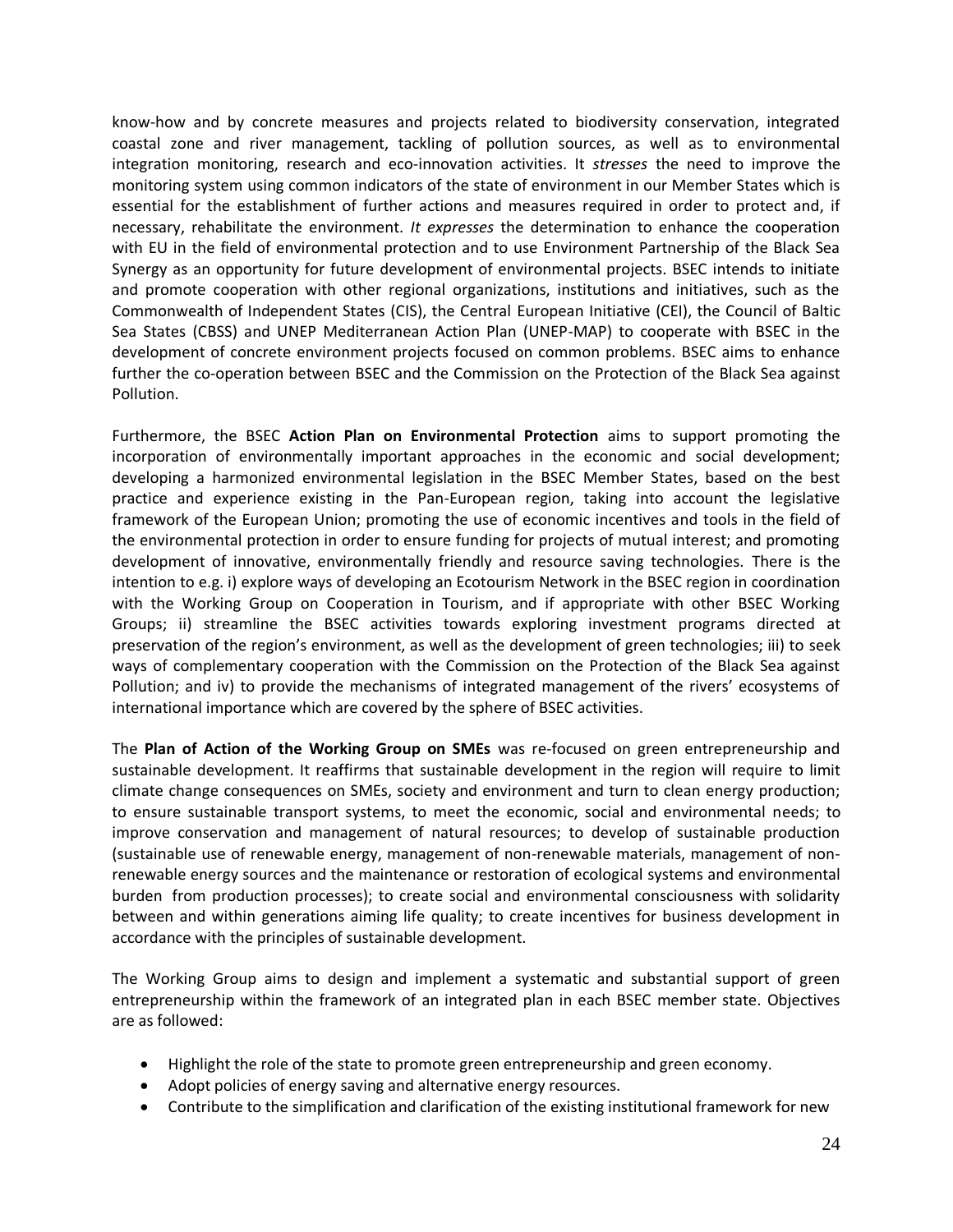know-how and by concrete measures and projects related to biodiversity conservation, integrated coastal zone and river management, tackling of pollution sources, as well as to environmental integration monitoring, research and eco-innovation activities. It *stresses* the need to improve the monitoring system using common indicators of the state of environment in our Member States which is essential for the establishment of further actions and measures required in order to protect and, if necessary, rehabilitate the environment. *It expresses* the determination to enhance the cooperation with EU in the field of environmental protection and to use Environment Partnership of the Black Sea Synergy as an opportunity for future development of environmental projects. BSEC intends to initiate and promote cooperation with other regional organizations, institutions and initiatives, such as the Commonwealth of Independent States (CIS), the Central European Initiative (CEI), the Council of Baltic Sea States (CBSS) and UNEP Mediterranean Action Plan (UNEP-MAP) to cooperate with BSEC in the development of concrete environment projects focused on common problems. BSEC aims to enhance further the co-operation between BSEC and the Commission on the Protection of the Black Sea against Pollution.

Furthermore, the BSEC **Action Plan on Environmental Protection** aims to support promoting the incorporation of environmentally important approaches in the economic and social development; developing a harmonized environmental legislation in the BSEC Member States, based on the best practice and experience existing in the Pan-European region, taking into account the legislative framework of the European Union; promoting the use of economic incentives and tools in the field of the environmental protection in order to ensure funding for projects of mutual interest; and promoting development of innovative, environmentally friendly and resource saving technologies. There is the intention to e.g. i) explore ways of developing an Ecotourism Network in the BSEC region in coordination with the Working Group on Cooperation in Tourism, and if appropriate with other BSEC Working Groups; ii) streamline the BSEC activities towards exploring investment programs directed at preservation of the region's environment, as well as the development of green technologies; iii) to seek ways of complementary cooperation with the Commission on the Protection of the Black Sea against Pollution; and iv) to provide the mechanisms of integrated management of the rivers' ecosystems of international importance which are covered by the sphere of BSEC activities.

The **Plan of Action of the Working Group on SMEs** was re-focused on green entrepreneurship and sustainable development. It reaffirms that sustainable development in the region will require to limit climate change consequences on SMEs, society and environment and turn to clean energy production; to ensure sustainable transport systems, to meet the economic, social and environmental needs; to improve conservation and management of natural resources; to develop of sustainable production (sustainable use of renewable energy, management of non-renewable materials, management of non-renewable energy sources and the maintenance or restoration of ecological systems and environmental burden from production processes); to create social and environmental consciousness with solidarity between and within generations aiming life quality; to create incentives for business development in accordance with the principles of sustainable development.

The Working Group aims to design and implement a systematic and substantial support of green entrepreneurship within the framework of an integrated plan in each BSEC member state. Objectives are as followed:

- Highlight the role of the state to promote green entrepreneurship and green economy.
- Adopt policies of energy saving and alternative energy resources.
- Contribute to the simplification and clarification of the existing institutional framework for new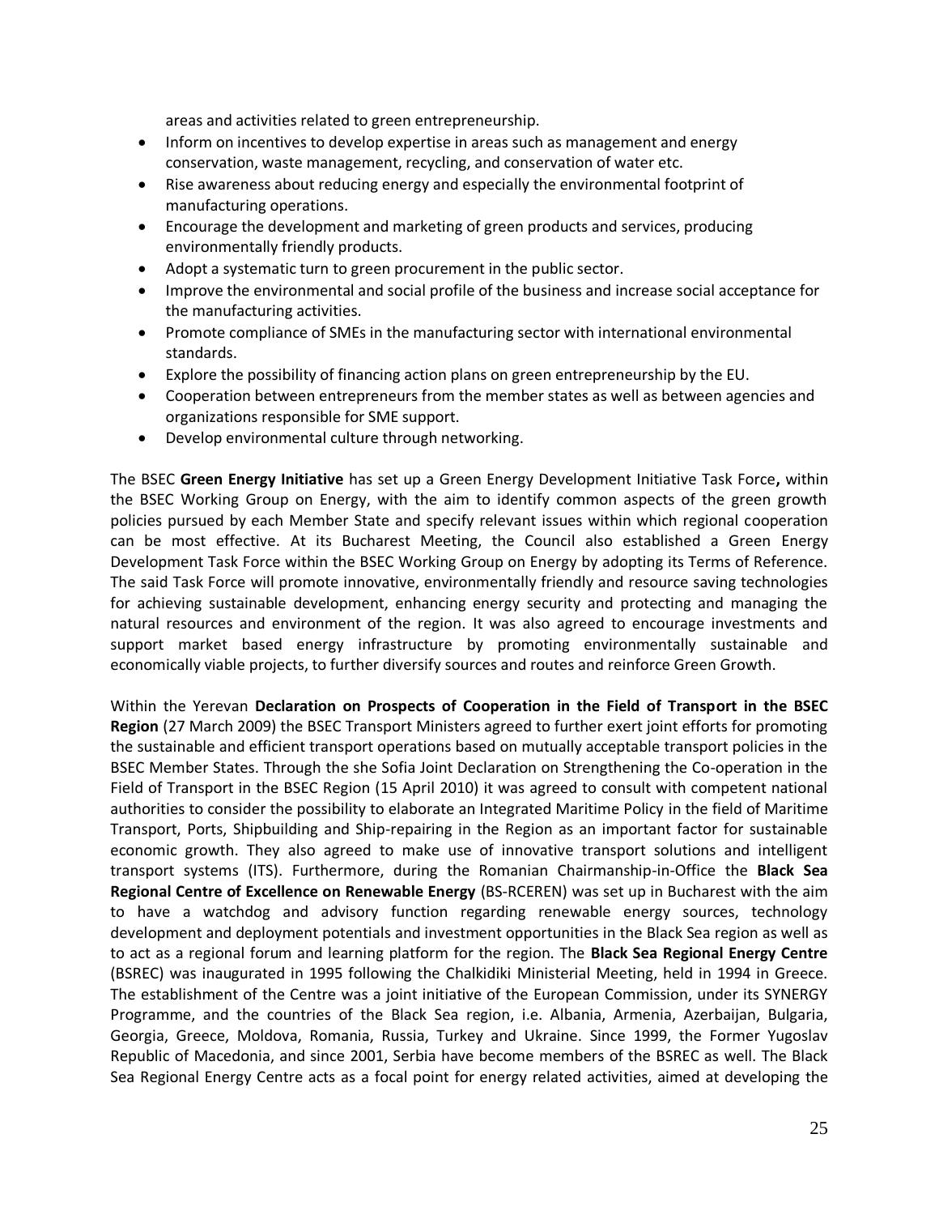areas and activities related to green entrepreneurship.

- Inform on incentives to develop expertise in areas such as management and energy conservation, waste management, recycling, and conservation of water etc.
- Rise awareness about reducing energy and especially the environmental footprint of manufacturing operations.
- Encourage the development and marketing of green products and services, producing environmentally friendly products.
- Adopt a systematic turn to green procurement in the public sector.
- Improve the environmental and social profile of the business and increase social acceptance for the manufacturing activities.
- Promote compliance of SMEs in the manufacturing sector with international environmental standards.
- Explore the possibility of financing action plans on green entrepreneurship by the EU.
- Cooperation between entrepreneurs from the member states as well as between agencies and organizations responsible for SME support.
- Develop environmental culture through networking.

The BSEC **Green Energy Initiative** has set up a Green Energy Development Initiative Task Force**,** within the BSEC Working Group on Energy, with the aim to identify common aspects of the green growth policies pursued by each Member State and specify relevant issues within which regional cooperation can be most effective. At its Bucharest Meeting, the Council also established a Green Energy Development Task Force within the BSEC Working Group on Energy by adopting its Terms of Reference. The said Task Force will promote innovative, environmentally friendly and resource saving technologies for achieving sustainable development, enhancing energy security and protecting and managing the natural resources and environment of the region. It was also agreed to encourage investments and support market based energy infrastructure by promoting environmentally sustainable and economically viable projects, to further diversify sources and routes and reinforce Green Growth.

Within the Yerevan **Declaration on Prospects of Cooperation in the Field of Transport in the BSEC Region** (27 March 2009) the BSEC Transport Ministers agreed to further exert joint efforts for promoting the sustainable and efficient transport operations based on mutually acceptable transport policies in the BSEC Member States. Through the she Sofia Joint Declaration on Strengthening the Co-operation in the Field of Transport in the BSEC Region (15 April 2010) it was agreed to consult with competent national authorities to consider the possibility to elaborate an Integrated Maritime Policy in the field of Maritime Transport, Ports, Shipbuilding and Ship-repairing in the Region as an important factor for sustainable economic growth. They also agreed to make use of innovative transport solutions and intelligent transport systems (ITS). Furthermore, during the Romanian Chairmanship-in-Office the **Black Sea Regional Centre of Excellence on Renewable Energy** (BS-RCEREN) was set up in Bucharest with the aim to have a watchdog and advisory function regarding renewable energy sources, technology development and deployment potentials and investment opportunities in the Black Sea region as well as to act as a regional forum and learning platform for the region. The **Black Sea Regional Energy Centre** (BSREC) was inaugurated in 1995 following the Chalkidiki Ministerial Meeting, held in 1994 in Greece. The establishment of the Centre was a joint initiative of the European Commission, under its SYNERGY Programme, and the countries of the Black Sea region, i.e. Albania, Armenia, Azerbaijan, Bulgaria, Georgia, Greece, Moldova, Romania, Russia, Turkey and Ukraine. Since 1999, the Former Yugoslav Republic of Macedonia, and since 2001, Serbia have become members of the BSREC as well. The Black Sea Regional Energy Centre acts as a focal point for energy related activities, aimed at developing the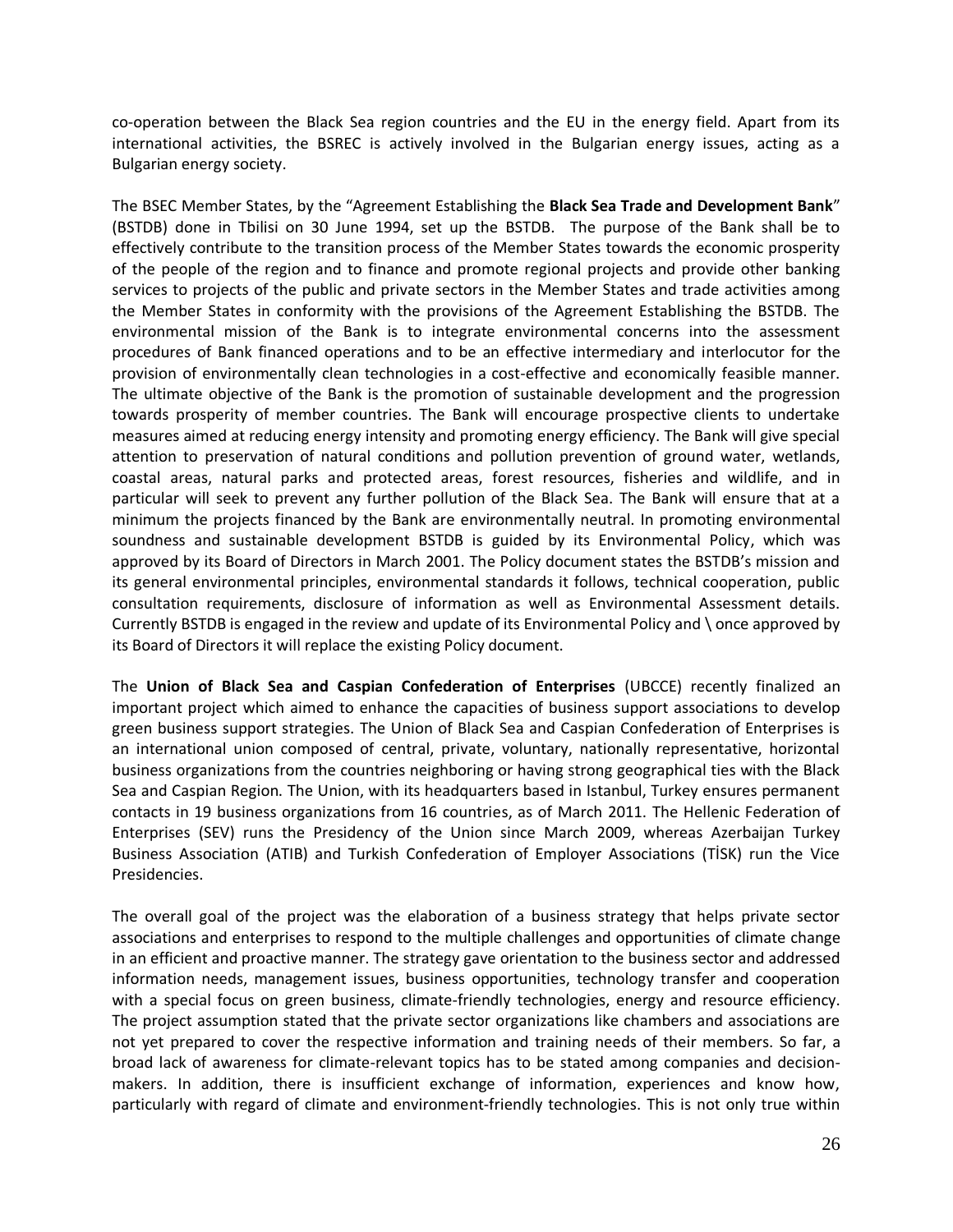co-operation between the Black Sea region countries and the EU in the energy field. Apart from its international activities, the BSREC is actively involved in the Bulgarian energy issues, acting as a Bulgarian energy society.

The BSEC Member States, by the "Agreement Establishing the **Black Sea Trade and Development Bank**" (BSTDB) done in Tbilisi on 30 June 1994, set up the BSTDB. The purpose of the Bank shall be to effectively contribute to the transition process of the Member States towards the economic prosperity of the people of the region and to finance and promote regional projects and provide other banking services to projects of the public and private sectors in the Member States and trade activities among the Member States in conformity with the provisions of the Agreement Establishing the BSTDB. The environmental mission of the Bank is to integrate environmental concerns into the assessment procedures of Bank financed operations and to be an effective intermediary and interlocutor for the provision of environmentally clean technologies in a cost-effective and economically feasible manner. The ultimate objective of the Bank is the promotion of sustainable development and the progression towards prosperity of member countries. The Bank will encourage prospective clients to undertake measures aimed at reducing energy intensity and promoting energy efficiency. The Bank will give special attention to preservation of natural conditions and pollution prevention of ground water, wetlands, coastal areas, natural parks and protected areas, forest resources, fisheries and wildlife, and in particular will seek to prevent any further pollution of the Black Sea. The Bank will ensure that at a minimum the projects financed by the Bank are environmentally neutral. In promoting environmental soundness and sustainable development BSTDB is guided by its Environmental Policy, which was approved by its Board of Directors in March 2001. The Policy document states the BSTDB's mission and its general environmental principles, environmental standards it follows, technical cooperation, public consultation requirements, disclosure of information as well as Environmental Assessment details. Currently BSTDB is engaged in the review and update of its Environmental Policy and \ once approved by its Board of Directors it will replace the existing Policy document.

The **Union of Black Sea and Caspian Confederation of Enterprises** (UBCCE) recently finalized an important project which aimed to enhance the capacities of business support associations to develop green business support strategies. The Union of Black Sea and Caspian Confederation of Enterprises is an international union composed of central, private, voluntary, nationally representative, horizontal business organizations from the countries neighboring or having strong geographical ties with the Black Sea and Caspian Region. The Union, with its headquarters based in Istanbul, Turkey ensures permanent contacts in 19 business organizations from 16 countries, as of March 2011. The Hellenic Federation of Enterprises (SEV) runs the Presidency of the Union since March 2009, whereas Azerbaijan Turkey Business Association (ATIB) and Turkish Confederation of Employer Associations (TİSK) run the Vice Presidencies.

The overall goal of the project was the elaboration of a business strategy that helps private sector associations and enterprises to respond to the multiple challenges and opportunities of climate change in an efficient and proactive manner. The strategy gave orientation to the business sector and addressed information needs, management issues, business opportunities, technology transfer and cooperation with a special focus on green business, climate-friendly technologies, energy and resource efficiency. The project assumption stated that the private sector organizations like chambers and associations are not yet prepared to cover the respective information and training needs of their members. So far, a broad lack of awareness for climate-relevant topics has to be stated among companies and decision-makers. In addition, there is insufficient exchange of information, experiences and know how, particularly with regard of climate and environment-friendly technologies. This is not only true within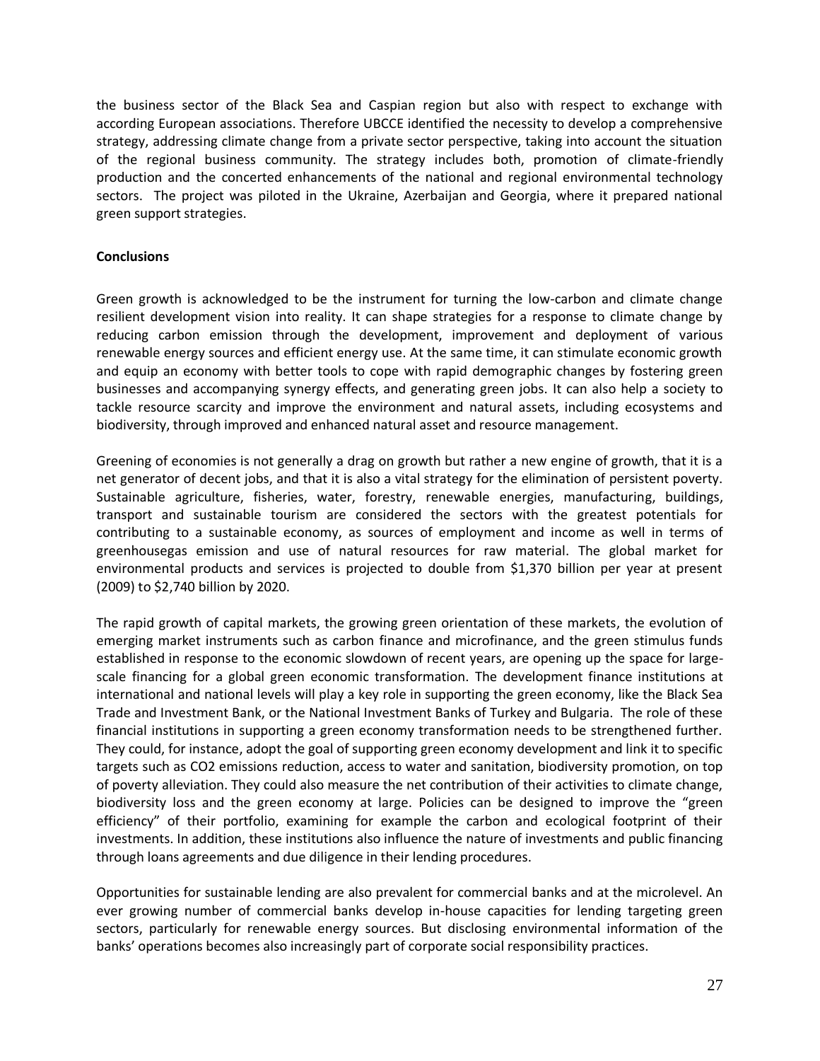the business sector of the Black Sea and Caspian region but also with respect to exchange with according European associations. Therefore UBCCE identified the necessity to develop a comprehensive strategy, addressing climate change from a private sector perspective, taking into account the situation of the regional business community. The strategy includes both, promotion of climate-friendly production and the concerted enhancements of the national and regional environmental technology sectors. The project was piloted in the Ukraine, Azerbaijan and Georgia, where it prepared national green support strategies.

**Conclusions**

Green growth is acknowledged to be the instrument for turning the low-carbon and climate change resilient development vision into reality. It can shape strategies for a response to climate change by reducing carbon emission through the development, improvement and deployment of various renewable energy sources and efficient energy use. At the same time, it can stimulate economic growth and equip an economy with better tools to cope with rapid demographic changes by fostering green businesses and accompanying synergy effects, and generating green jobs. It can also help a society to tackle resource scarcity and improve the environment and natural assets, including ecosystems and biodiversity, through improved and enhanced natural asset and resource management.

Greening of economies is not generally a drag on growth but rather a new engine of growth, that it is a net generator of decent jobs, and that it is also a vital strategy for the elimination of persistent poverty. Sustainable agriculture, fisheries, water, forestry, renewable energies, manufacturing, buildings, transport and sustainable tourism are considered the sectors with the greatest potentials for contributing to a sustainable economy, as sources of employment and income as well in terms of greenhousegas emission and use of natural resources for raw material. The global market for environmental products and services is projected to double from $1,370 billion per year at present (2009) to $2,740 billion by 2020.

The rapid growth of capital markets, the growing green orientation of these markets, the evolution of emerging market instruments such as carbon finance and microfinance, and the green stimulus funds established in response to the economic slowdown of recent years, are opening up the space for large-scale financing for a global green economic transformation. The development finance institutions at international and national levels will play a key role in supporting the green economy, like the Black Sea Trade and Investment Bank, or the National Investment Banks of Turkey and Bulgaria. The role of these financial institutions in supporting a green economy transformation needs to be strengthened further. They could, for instance, adopt the goal of supporting green economy development and link it to specific targets such as $CO_2$ emissions reduction, access to water and sanitation, biodiversity promotion, on top of poverty alleviation. They could also measure the net contribution of their activities to climate change, biodiversity loss and the green economy at large. Policies can be designed to improve the "green efficiency" of their portfolio, examining for example the carbon and ecological footprint of their investments. In addition, these institutions also influence the nature of investments and public financing through loans agreements and due diligence in their lending procedures.

Opportunities for sustainable lending are also prevalent for commercial banks and at the microlevel. An ever growing number of commercial banks develop in-house capacities for lending targeting green sectors, particularly for renewable energy sources. But disclosing environmental information of the banks' operations becomes also increasingly part of corporate social responsibility practices.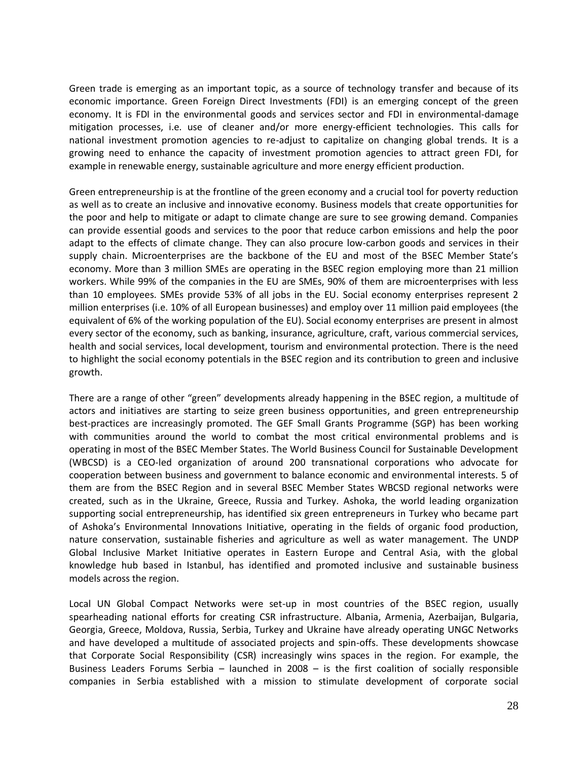Green trade is emerging as an important topic, as a source of technology transfer and because of its economic importance. Green Foreign Direct Investments (FDI) is an emerging concept of the green economy. It is FDI in the environmental goods and services sector and FDI in environmental-damage mitigation processes, i.e. use of cleaner and/or more energy-efficient technologies. This calls for national investment promotion agencies to re-adjust to capitalize on changing global trends. It is a growing need to enhance the capacity of investment promotion agencies to attract green FDI, for example in renewable energy, sustainable agriculture and more energy efficient production.

Green entrepreneurship is at the frontline of the green economy and a crucial tool for poverty reduction as well as to create an inclusive and innovative economy. Business models that create opportunities for the poor and help to mitigate or adapt to climate change are sure to see growing demand. Companies can provide essential goods and services to the poor that reduce carbon emissions and help the poor adapt to the effects of climate change. They can also procure low-carbon goods and services in their supply chain. Microenterprises are the backbone of the EU and most of the BSEC Member State's economy. More than 3 million SMEs are operating in the BSEC region employing more than 21 million workers. While 99% of the companies in the EU are SMEs, 90% of them are microenterprises with less than 10 employees. SMEs provide 53% of all jobs in the EU. Social economy enterprises represent 2 million enterprises (i.e. 10% of all European businesses) and employ over 11 million paid employees (the equivalent of 6% of the working population of the EU). Social economy enterprises are present in almost every sector of the economy, such as banking, insurance, agriculture, craft, various commercial services, health and social services, local development, tourism and environmental protection. There is the need to highlight the social economy potentials in the BSEC region and its contribution to green and inclusive growth.

There are a range of other "green" developments already happening in the BSEC region, a multitude of actors and initiatives are starting to seize green business opportunities, and green entrepreneurship best-practices are increasingly promoted. The GEF Small Grants Programme (SGP) has been working with communities around the world to combat the most critical environmental problems and is operating in most of the BSEC Member States. The World Business Council for Sustainable Development (WBCSD) is a CEO-led organization of around 200 transnational corporations who advocate for cooperation between business and government to balance economic and environmental interests. 5 of them are from the BSEC Region and in several BSEC Member States WBCSD regional networks were created, such as in the Ukraine, Greece, Russia and Turkey. Ashoka, the world leading organization supporting social entrepreneurship, has identified six green entrepreneurs in Turkey who became part of Ashoka's Environmental Innovations Initiative, operating in the fields of organic food production, nature conservation, sustainable fisheries and agriculture as well as water management. The UNDP Global Inclusive Market Initiative operates in Eastern Europe and Central Asia, with the global knowledge hub based in Istanbul, has identified and promoted inclusive and sustainable business models across the region.

Local UN Global Compact Networks were set-up in most countries of the BSEC region, usually spearheading national efforts for creating CSR infrastructure. Albania, Armenia, Azerbaijan, Bulgaria, Georgia, Greece, Moldova, Russia, Serbia, Turkey and Ukraine have already operating UNGC Networks and have developed a multitude of associated projects and spin-offs. These developments showcase that Corporate Social Responsibility (CSR) increasingly wins spaces in the region. For example, the Business Leaders Forums Serbia – launched in 2008 – is the first coalition of socially responsible companies in Serbia established with a mission to stimulate development of corporate social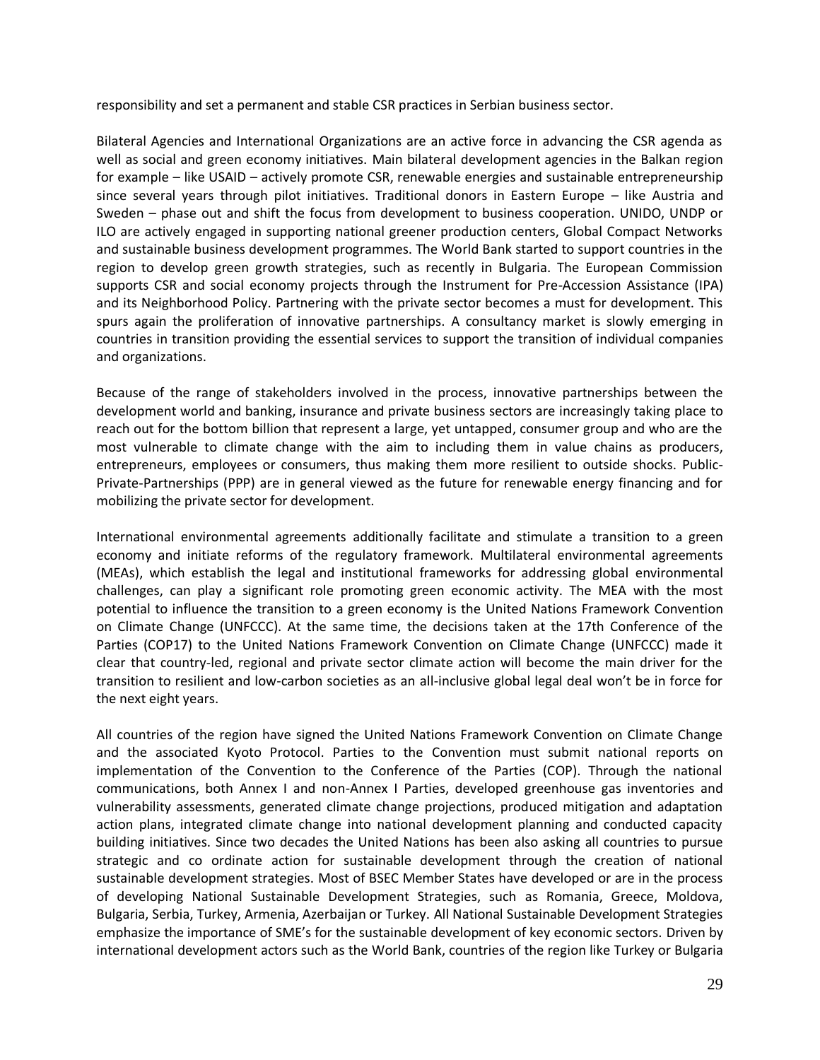responsibility and set a permanent and stable CSR practices in Serbian business sector.

Bilateral Agencies and International Organizations are an active force in advancing the CSR agenda as well as social and green economy initiatives. Main bilateral development agencies in the Balkan region for example – like USAID – actively promote CSR, renewable energies and sustainable entrepreneurship since several years through pilot initiatives. Traditional donors in Eastern Europe – like Austria and Sweden – phase out and shift the focus from development to business cooperation. UNIDO, UNDP or ILO are actively engaged in supporting national greener production centers, Global Compact Networks and sustainable business development programmes. The World Bank started to support countries in the region to develop green growth strategies, such as recently in Bulgaria. The European Commission supports CSR and social economy projects through the Instrument for Pre-Accession Assistance (IPA) and its Neighborhood Policy. Partnering with the private sector becomes a must for development. This spurs again the proliferation of innovative partnerships. A consultancy market is slowly emerging in countries in transition providing the essential services to support the transition of individual companies and organizations.

Because of the range of stakeholders involved in the process, innovative partnerships between the development world and banking, insurance and private business sectors are increasingly taking place to reach out for the bottom billion that represent a large, yet untapped, consumer group and who are the most vulnerable to climate change with the aim to including them in value chains as producers, entrepreneurs, employees or consumers, thus making them more resilient to outside shocks. Public-Private-Partnerships (PPP) are in general viewed as the future for renewable energy financing and for mobilizing the private sector for development.

International environmental agreements additionally facilitate and stimulate a transition to a green economy and initiate reforms of the regulatory framework. Multilateral environmental agreements (MEAs), which establish the legal and institutional frameworks for addressing global environmental challenges, can play a significant role promoting green economic activity. The MEA with the most potential to influence the transition to a green economy is the United Nations Framework Convention on Climate Change (UNFCCC). At the same time, the decisions taken at the 17th Conference of the Parties (COP17) to the United Nations Framework Convention on Climate Change (UNFCCC) made it clear that country-led, regional and private sector climate action will become the main driver for the transition to resilient and low-carbon societies as an all-inclusive global legal deal won't be in force for the next eight years.

All countries of the region have signed the United Nations Framework Convention on Climate Change and the associated Kyoto Protocol. Parties to the Convention must submit national reports on implementation of the Convention to the Conference of the Parties (COP). Through the national communications, both Annex I and non-Annex I Parties, developed greenhouse gas inventories and vulnerability assessments, generated climate change projections, produced mitigation and adaptation action plans, integrated climate change into national development planning and conducted capacity building initiatives. Since two decades the United Nations has been also asking all countries to pursue strategic and co ordinate action for sustainable development through the creation of national sustainable development strategies. Most of BSEC Member States have developed or are in the process of developing National Sustainable Development Strategies, such as Romania, Greece, Moldova, Bulgaria, Serbia, Turkey, Armenia, Azerbaijan or Turkey. All National Sustainable Development Strategies emphasize the importance of SME's for the sustainable development of key economic sectors. Driven by international development actors such as the World Bank, countries of the region like Turkey or Bulgaria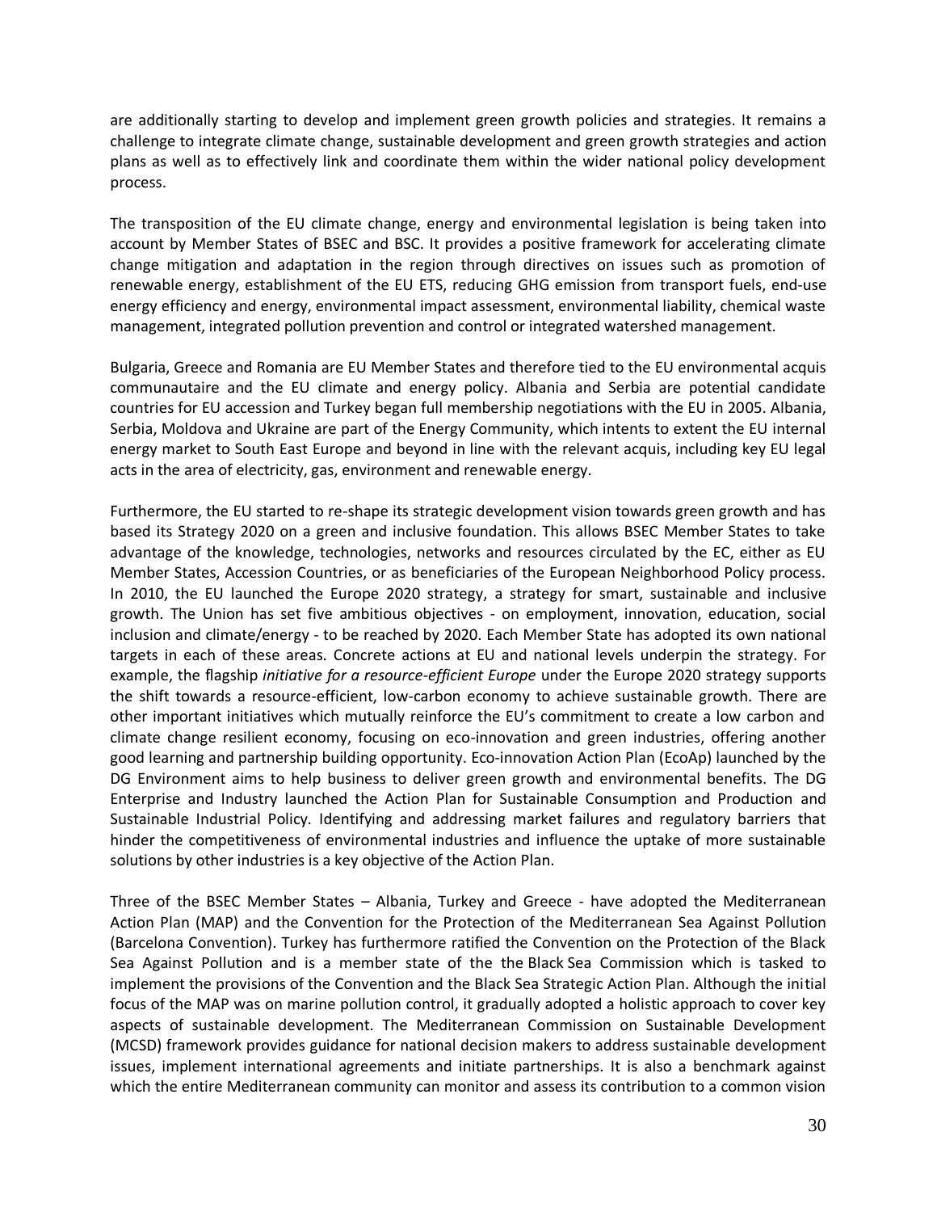are additionally starting to develop and implement green growth policies and strategies. It remains a challenge to integrate climate change, sustainable development and green growth strategies and action plans as well as to effectively link and coordinate them within the wider national policy development process.

The transposition of the EU climate change, energy and environmental legislation is being taken into account by Member States of BSEC and BSC. It provides a positive framework for accelerating climate change mitigation and adaptation in the region through directives on issues such as promotion of renewable energy, establishment of the EU ETS, reducing GHG emission from transport fuels, end-use energy efficiency and energy, environmental impact assessment, environmental liability, chemical waste management, integrated pollution prevention and control or integrated watershed management.

Bulgaria, Greece and Romania are EU Member States and therefore tied to the EU environmental acquis communautaire and the EU climate and energy policy. Albania and Serbia are potential candidate countries for EU accession and Turkey began full membership negotiations with the EU in 2005. Albania, Serbia, Moldova and Ukraine are part of the Energy Community, which intents to extent the EU internal energy market to South East Europe and beyond in line with the relevant acquis, including key EU legal acts in the area of electricity, gas, environment and renewable energy.

Furthermore, the EU started to re-shape its strategic development vision towards green growth and has based its Strategy 2020 on a green and inclusive foundation. This allows BSEC Member States to take advantage of the knowledge, technologies, networks and resources circulated by the EC, either as EU Member States, Accession Countries, or as beneficiaries of the European Neighborhood Policy process. In 2010, the EU launched the Europe 2020 strategy, a strategy for smart, sustainable and inclusive growth. The Union has set five ambitious objectives - on employment, innovation, education, social inclusion and climate/energy - to be reached by 2020. Each Member State has adopted its own national targets in each of these areas. Concrete actions at EU and national levels underpin the strategy. For example, the flagship *initiative for a resource-efficient Europe* under the Europe 2020 strategy supports the shift towards a resource-efficient, low-carbon economy to achieve sustainable growth. There are other important initiatives which mutually reinforce the EU's commitment to create a low carbon and climate change resilient economy, focusing on eco-innovation and green industries, offering another good learning and partnership building opportunity. Eco-innovation Action Plan (EcoAp) launched by the DG Environment aims to help business to deliver green growth and environmental benefits. The DG Enterprise and Industry launched the Action Plan for Sustainable Consumption and Production and Sustainable Industrial Policy. Identifying and addressing market failures and regulatory barriers that hinder the competitiveness of environmental industries and influence the uptake of more sustainable solutions by other industries is a key objective of the Action Plan.

Three of the BSEC Member States – Albania, Turkey and Greece - have adopted the Mediterranean Action Plan (MAP) and the Convention for the Protection of the Mediterranean Sea Against Pollution (Barcelona Convention). Turkey has furthermore ratified the Convention on the Protection of the Black Sea Against Pollution and is a member state of the the Black Sea Commission which is tasked to implement the provisions of the Convention and the Black Sea Strategic Action Plan. Although the initial focus of the MAP was on marine pollution control, it gradually adopted a holistic approach to cover key aspects of sustainable development. The Mediterranean Commission on Sustainable Development (MCSD) framework provides guidance for national decision makers to address sustainable development issues, implement international agreements and initiate partnerships. It is also a benchmark against which the entire Mediterranean community can monitor and assess its contribution to a common vision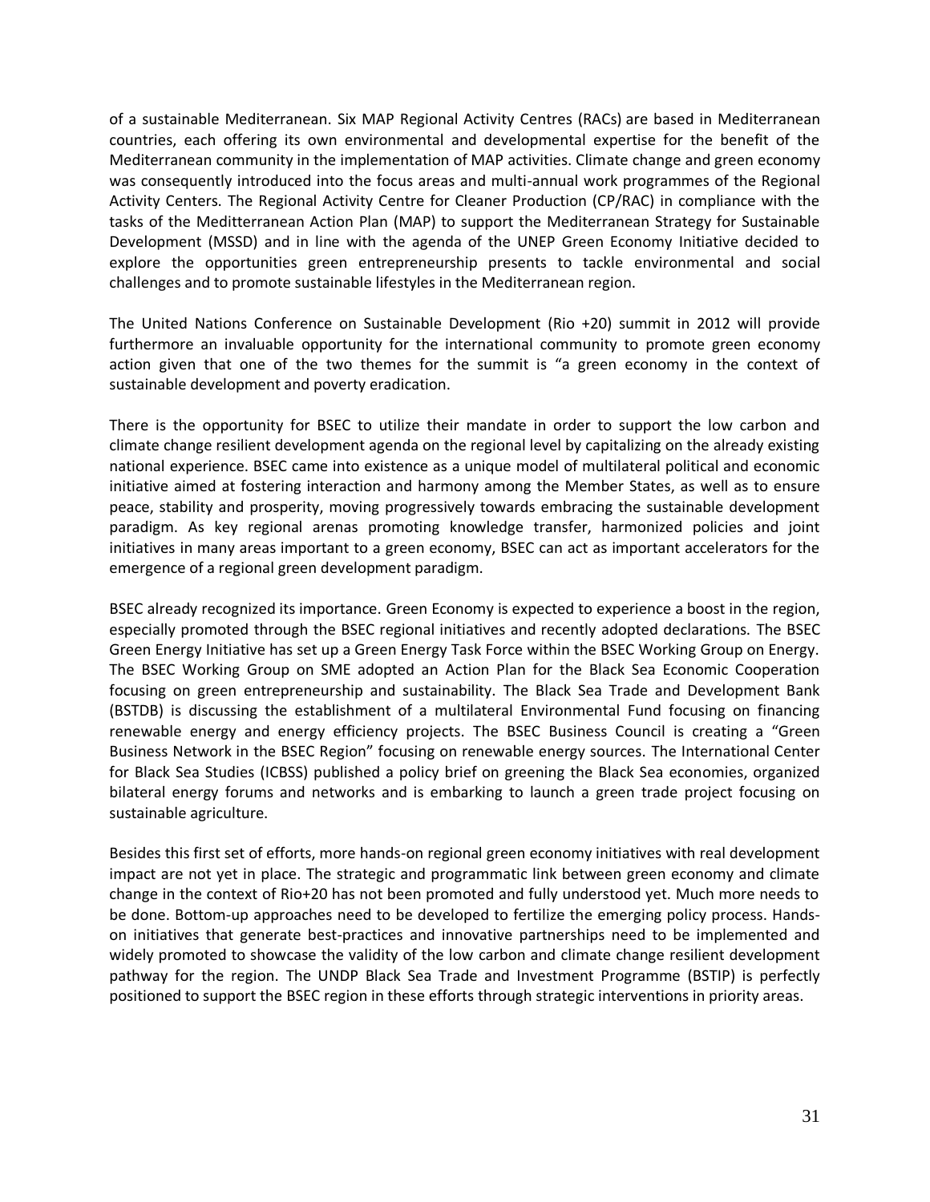of a sustainable Mediterranean. Six MAP Regional Activity Centres (RACs) are based in Mediterranean countries, each offering its own environmental and developmental expertise for the benefit of the Mediterranean community in the implementation of MAP activities. Climate change and green economy was consequently introduced into the focus areas and multi-annual work programmes of the Regional Activity Centers. The Regional Activity Centre for Cleaner Production (CP/RAC) in compliance with the tasks of the Meditterranean Action Plan (MAP) to support the Mediterranean Strategy for Sustainable Development (MSSD) and in line with the agenda of the UNEP Green Economy Initiative decided to explore the opportunities green entrepreneurship presents to tackle environmental and social challenges and to promote sustainable lifestyles in the Mediterranean region.

The United Nations Conference on Sustainable Development (Rio +20) summit in 2012 will provide furthermore an invaluable opportunity for the international community to promote green economy action given that one of the two themes for the summit is "a green economy in the context of sustainable development and poverty eradication.

There is the opportunity for BSEC to utilize their mandate in order to support the low carbon and climate change resilient development agenda on the regional level by capitalizing on the already existing national experience. BSEC came into existence as a unique model of multilateral political and economic initiative aimed at fostering interaction and harmony among the Member States, as well as to ensure peace, stability and prosperity, moving progressively towards embracing the sustainable development paradigm. As key regional arenas promoting knowledge transfer, harmonized policies and joint initiatives in many areas important to a green economy, BSEC can act as important accelerators for the emergence of a regional green development paradigm.

BSEC already recognized its importance. Green Economy is expected to experience a boost in the region, especially promoted through the BSEC regional initiatives and recently adopted declarations. The BSEC Green Energy Initiative has set up a Green Energy Task Force within the BSEC Working Group on Energy. The BSEC Working Group on SME adopted an Action Plan for the Black Sea Economic Cooperation focusing on green entrepreneurship and sustainability. The Black Sea Trade and Development Bank (BSTDB) is discussing the establishment of a multilateral Environmental Fund focusing on financing renewable energy and energy efficiency projects. The BSEC Business Council is creating a "Green Business Network in the BSEC Region" focusing on renewable energy sources. The International Center for Black Sea Studies (ICBSS) published a policy brief on greening the Black Sea economies, organized bilateral energy forums and networks and is embarking to launch a green trade project focusing on sustainable agriculture.

Besides this first set of efforts, more hands-on regional green economy initiatives with real development impact are not yet in place. The strategic and programmatic link between green economy and climate change in the context of Rio+20 has not been promoted and fully understood yet. Much more needs to be done. Bottom-up approaches need to be developed to fertilize the emerging policy process. Hands-on initiatives that generate best-practices and innovative partnerships need to be implemented and widely promoted to showcase the validity of the low carbon and climate change resilient development pathway for the region. The UNDP Black Sea Trade and Investment Programme (BSTIP) is perfectly positioned to support the BSEC region in these efforts through strategic interventions in priority areas.